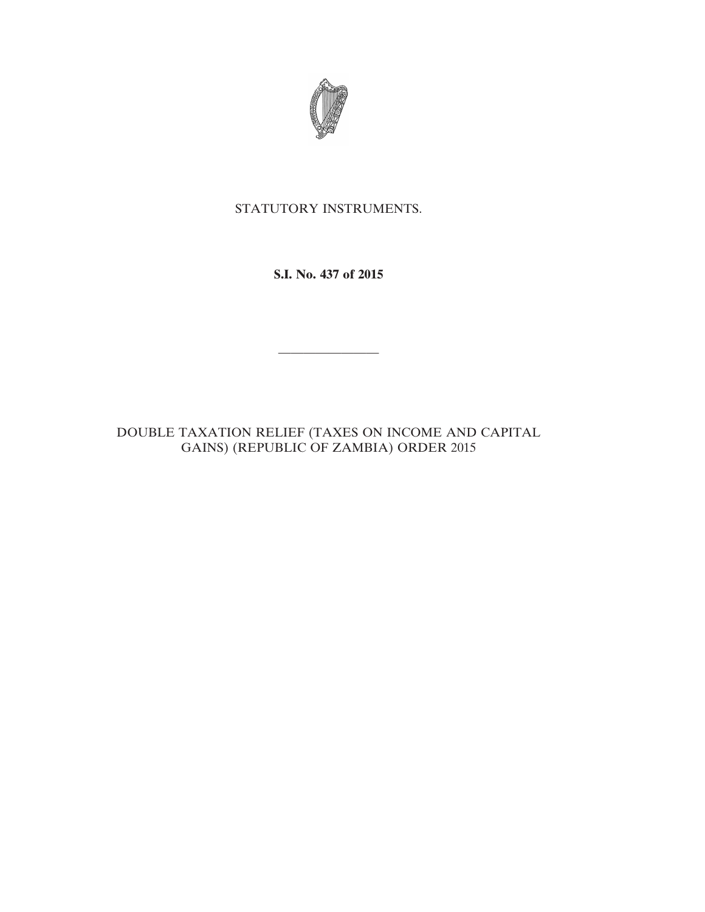STATUTORY INSTRUMENTS.

**S.I. No. 437 of 2015**

---

DOUBLE TAXATION RELIEF (TAXES ON INCOME AND CAPITAL GAINS) (REPUBLIC OF ZAMBIA) ORDER 2015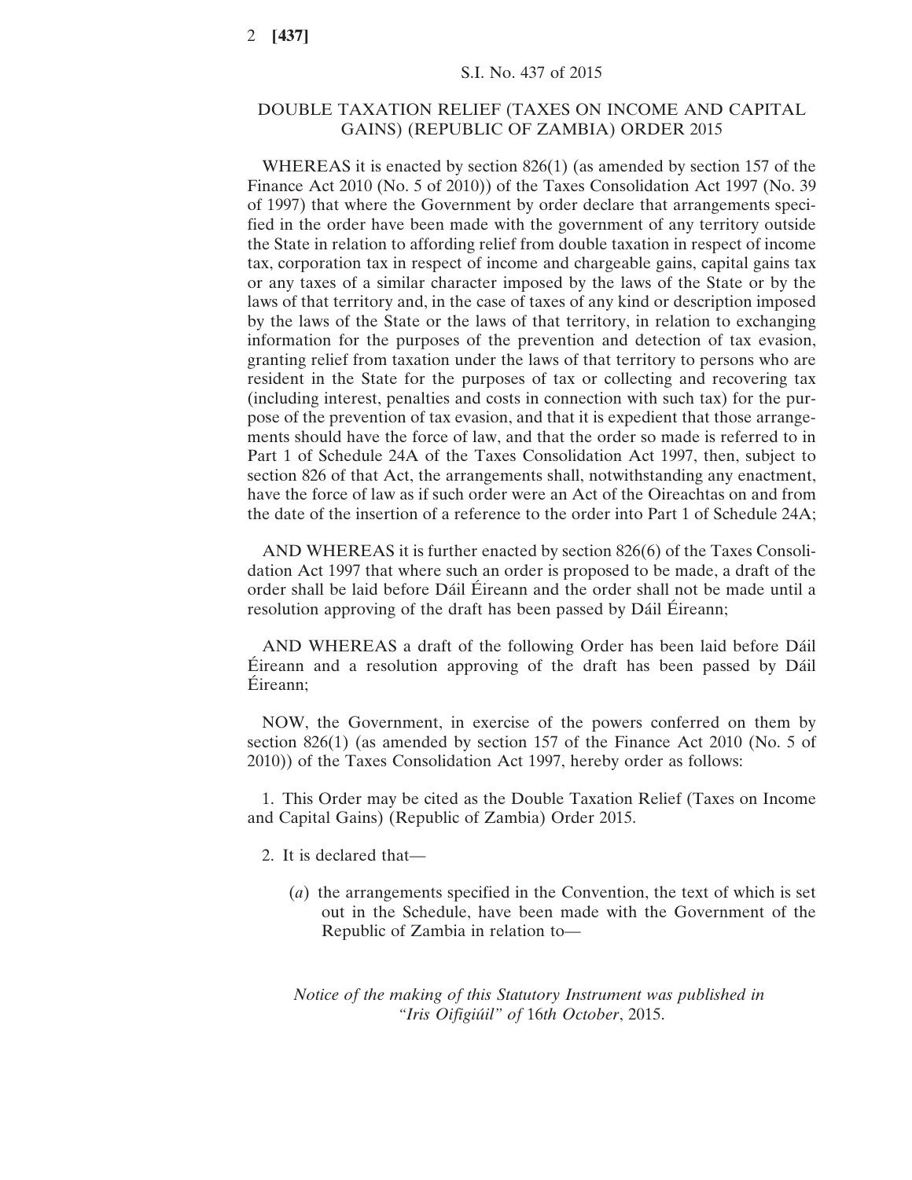S.I. No. 437 of 2015

## DOUBLE TAXATION RELIEF (TAXES ON INCOME AND CAPITAL GAINS) (REPUBLIC OF ZAMBIA) ORDER 2015

WHEREAS it is enacted by section 826(1) (as amended by section 157 of the Finance Act 2010 (No. 5 of 2010)) of the Taxes Consolidation Act 1997 (No. 39 of 1997) that where the Government by order declare that arrangements specified in the order have been made with the government of any territory outside the State in relation to affording relief from double taxation in respect of income tax, corporation tax in respect of income and chargeable gains, capital gains tax or any taxes of a similar character imposed by the laws of the State or by the laws of that territory and, in the case of taxes of any kind or description imposed by the laws of the State or the laws of that territory, in relation to exchanging information for the purposes of the prevention and detection of tax evasion, granting relief from taxation under the laws of that territory to persons who are resident in the State for the purposes of tax or collecting and recovering tax (including interest, penalties and costs in connection with such tax) for the purpose of the prevention of tax evasion, and that it is expedient that those arrangements should have the force of law, and that the order so made is referred to in Part 1 of Schedule 24A of the Taxes Consolidation Act 1997, then, subject to section 826 of that Act, the arrangements shall, notwithstanding any enactment, have the force of law as if such order were an Act of the Oireachtas on and from the date of the insertion of a reference to the order into Part 1 of Schedule 24A;

AND WHEREAS it is further enacted by section 826(6) of the Taxes Consolidation Act 1997 that where such an order is proposed to be made, a draft of the order shall be laid before Dáil Éireann and the order shall not be made until a resolution approving of the draft has been passed by Dáil Éireann;

AND WHEREAS a draft of the following Order has been laid before Dáil Éireann and a resolution approving of the draft has been passed by Dáil Éireann;

NOW, the Government, in exercise of the powers conferred on them by section 826(1) (as amended by section 157 of the Finance Act 2010 (No. 5 of 2010)) of the Taxes Consolidation Act 1997, hereby order as follows:

1. This Order may be cited as the Double Taxation Relief (Taxes on Income and Capital Gains) (Republic of Zambia) Order 2015.

2. It is declared that—

(*a*) the arrangements specified in the Convention, the text of which is set out in the Schedule, have been made with the Government of the Republic of Zambia in relation to—

*Notice of the making of this Statutory Instrument was published in "Iris Oifigiúil" of 16th October, 2015.*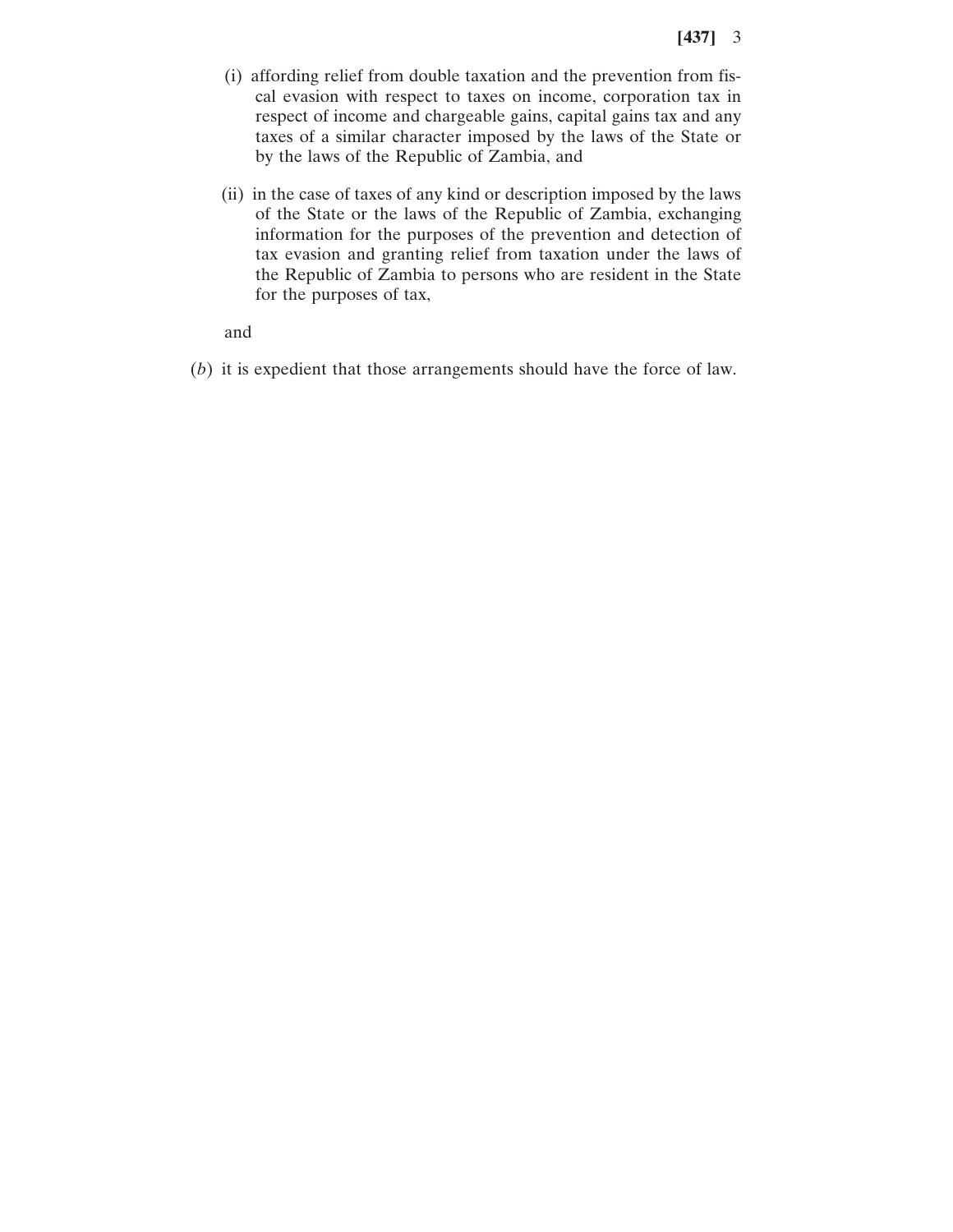(i) affording relief from double taxation and the prevention from fiscal evasion with respect to taxes on income, corporation tax in respect of income and chargeable gains, capital gains tax and any taxes of a similar character imposed by the laws of the State or by the laws of the Republic of Zambia, and

(ii) in the case of taxes of any kind or description imposed by the laws of the State or the laws of the Republic of Zambia, exchanging information for the purposes of the prevention and detection of tax evasion and granting relief from taxation under the laws of the Republic of Zambia to persons who are resident in the State for the purposes of tax,

and

(*b*) it is expedient that those arrangements should have the force of law.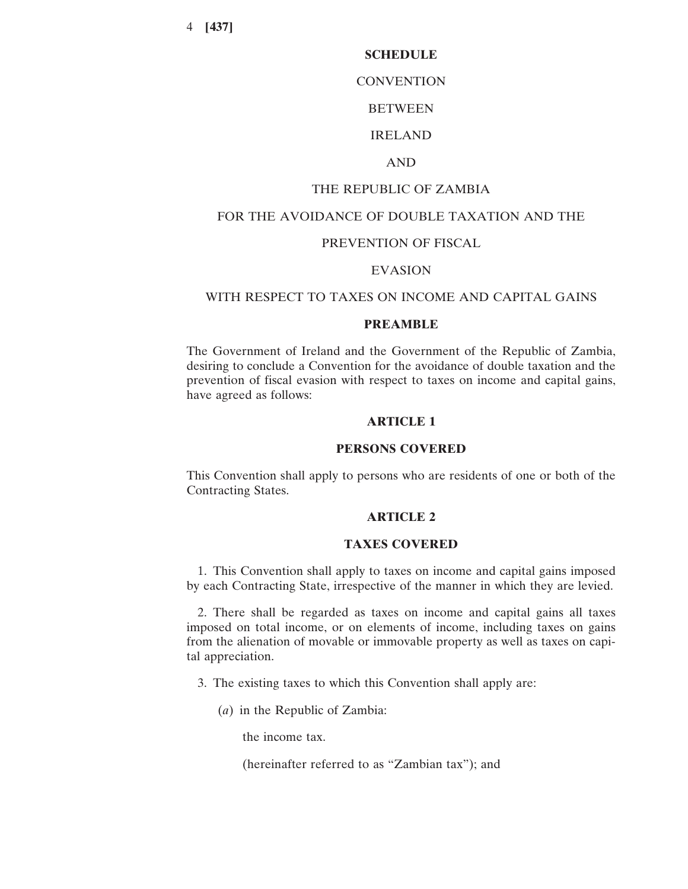## SCHEDULE

CONVENTION

BETWEEN

IRELAND

AND

THE REPUBLIC OF ZAMBIA

FOR THE AVOIDANCE OF DOUBLE TAXATION AND THE

PREVENTION OF FISCAL

EVASION

WITH RESPECT TO TAXES ON INCOME AND CAPITAL GAINS

### PREAMBLE

The Government of Ireland and the Government of the Republic of Zambia, desiring to conclude a Convention for the avoidance of double taxation and the prevention of fiscal evasion with respect to taxes on income and capital gains, have agreed as follows:

### ARTICLE 1

### PERSONS COVERED

This Convention shall apply to persons who are residents of one or both of the Contracting States.

### ARTICLE 2

### TAXES COVERED

1. This Convention shall apply to taxes on income and capital gains imposed by each Contracting State, irrespective of the manner in which they are levied.

2. There shall be regarded as taxes on income and capital gains all taxes imposed on total income, or on elements of income, including taxes on gains from the alienation of movable or immovable property as well as taxes on capital appreciation.

3. The existing taxes to which this Convention shall apply are:

(*a*) in the Republic of Zambia:

the income tax.

(hereinafter referred to as "Zambian tax"); and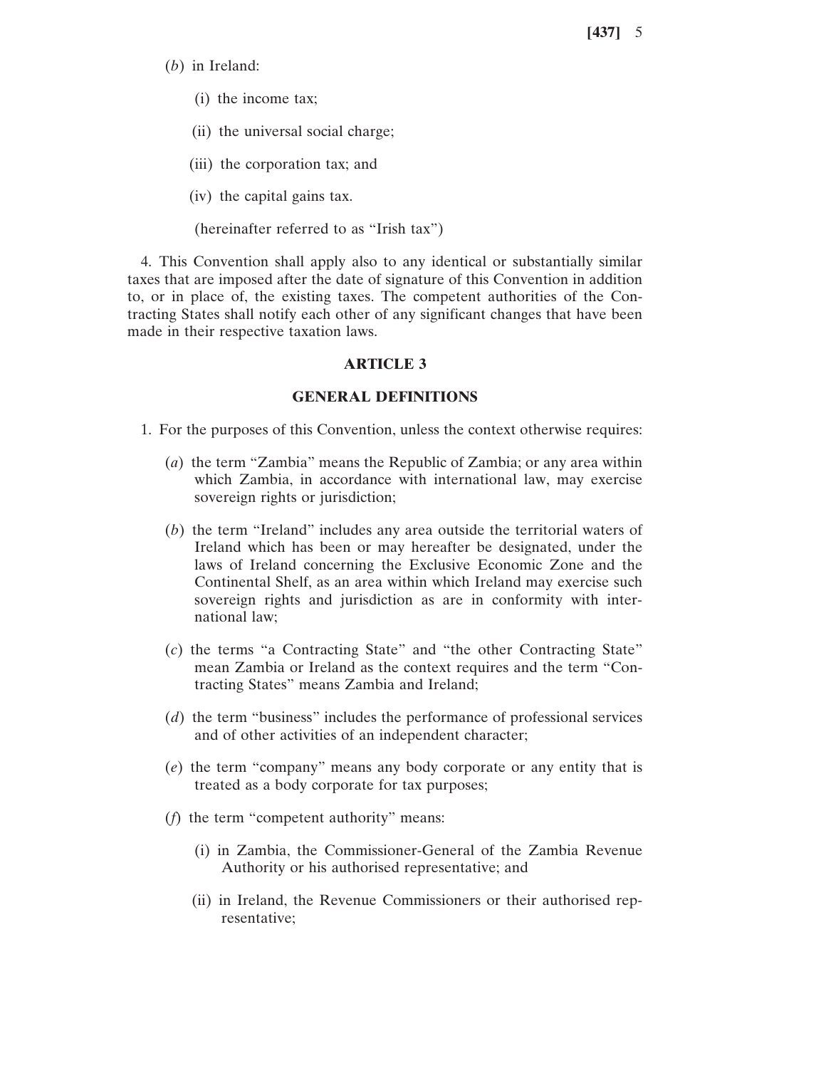(*b*) in Ireland:

(i) the income tax;

(ii) the universal social charge;

(iii) the corporation tax; and

(iv) the capital gains tax.

(hereinafter referred to as "Irish tax")

4. This Convention shall apply also to any identical or substantially similar taxes that are imposed after the date of signature of this Convention in addition to, or in place of, the existing taxes. The competent authorities of the Contracting States shall notify each other of any significant changes that have been made in their respective taxation laws.

## ARTICLE 3

## GENERAL DEFINITIONS

1. For the purposes of this Convention, unless the context otherwise requires:

(*a*) the term "Zambia" means the Republic of Zambia; or any area within which Zambia, in accordance with international law, may exercise sovereign rights or jurisdiction;

(*b*) the term "Ireland" includes any area outside the territorial waters of Ireland which has been or may hereafter be designated, under the laws of Ireland concerning the Exclusive Economic Zone and the Continental Shelf, as an area within which Ireland may exercise such sovereign rights and jurisdiction as are in conformity with international law;

(*c*) the terms "a Contracting State" and "the other Contracting State" mean Zambia or Ireland as the context requires and the term "Contracting States" means Zambia and Ireland;

(*d*) the term "business" includes the performance of professional services and of other activities of an independent character;

(*e*) the term "company" means any body corporate or any entity that is treated as a body corporate for tax purposes;

(*f*) the term "competent authority" means:

(i) in Zambia, the Commissioner-General of the Zambia Revenue Authority or his authorised representative; and

(ii) in Ireland, the Revenue Commissioners or their authorised representative;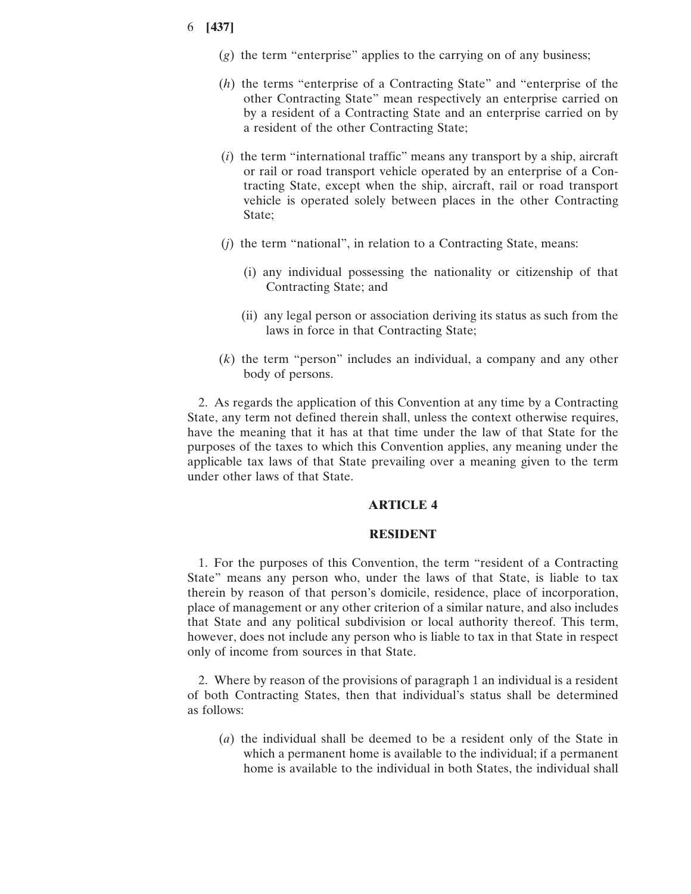(*g*) the term "enterprise" applies to the carrying on of any business;

(*h*) the terms "enterprise of a Contracting State" and "enterprise of the other Contracting State" mean respectively an enterprise carried on by a resident of a Contracting State and an enterprise carried on by a resident of the other Contracting State;

(*i*) the term "international traffic" means any transport by a ship, aircraft or rail or road transport vehicle operated by an enterprise of a Contracting State, except when the ship, aircraft, rail or road transport vehicle is operated solely between places in the other Contracting State;

(*j*) the term "national", in relation to a Contracting State, means:

(i) any individual possessing the nationality or citizenship of that Contracting State; and

(ii) any legal person or association deriving its status as such from the laws in force in that Contracting State;

(*k*) the term "person" includes an individual, a company and any other body of persons.

2. As regards the application of this Convention at any time by a Contracting State, any term not defined therein shall, unless the context otherwise requires, have the meaning that it has at that time under the law of that State for the purposes of the taxes to which this Convention applies, any meaning under the applicable tax laws of that State prevailing over a meaning given to the term under other laws of that State.

## ARTICLE 4

## RESIDENT

1. For the purposes of this Convention, the term "resident of a Contracting State" means any person who, under the laws of that State, is liable to tax therein by reason of that person's domicile, residence, place of incorporation, place of management or any other criterion of a similar nature, and also includes that State and any political subdivision or local authority thereof. This term, however, does not include any person who is liable to tax in that State in respect only of income from sources in that State.

2. Where by reason of the provisions of paragraph 1 an individual is a resident of both Contracting States, then that individual's status shall be determined as follows:

(*a*) the individual shall be deemed to be a resident only of the State in which a permanent home is available to the individual; if a permanent home is available to the individual in both States, the individual shall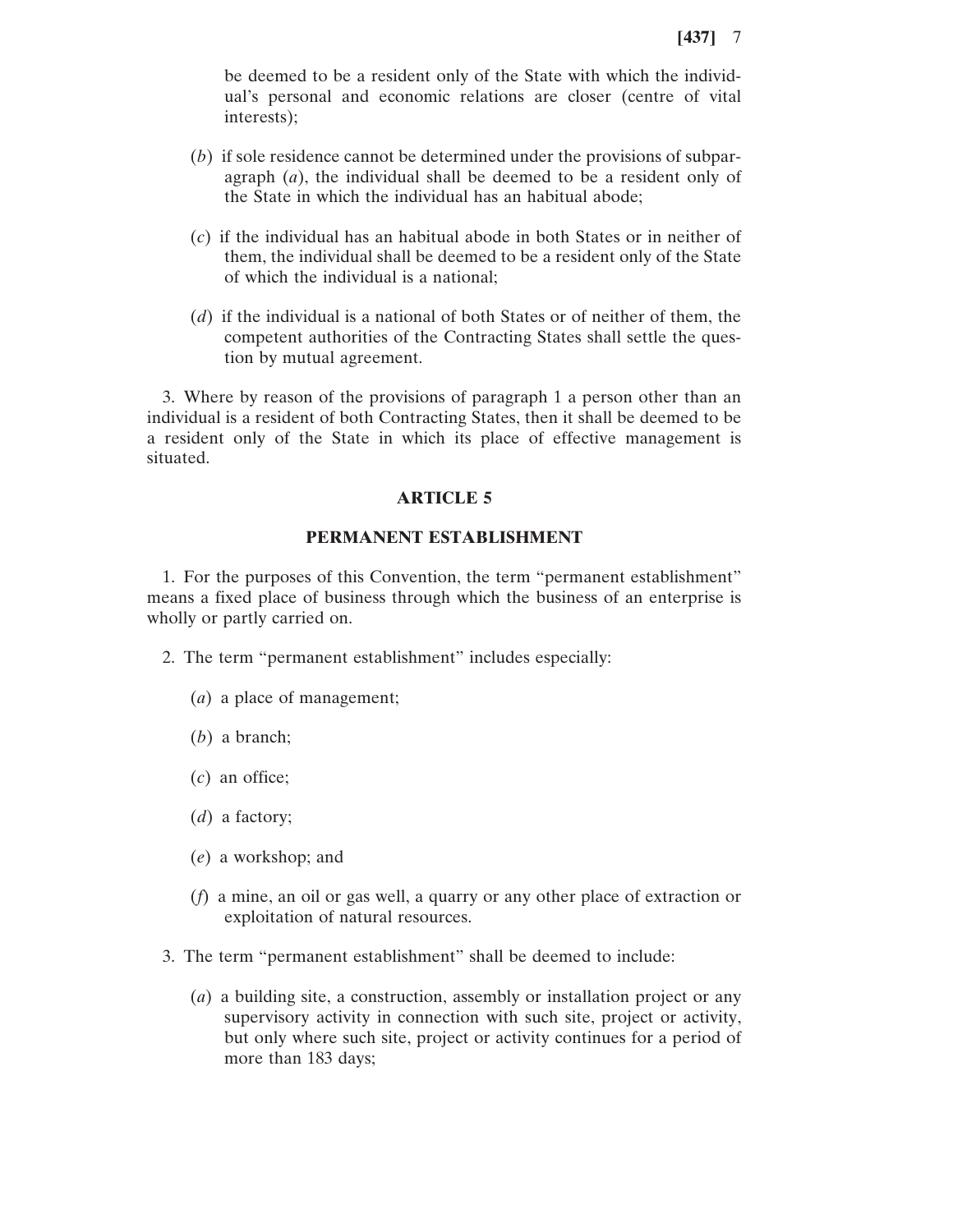be deemed to be a resident only of the State with which the individual's personal and economic relations are closer (centre of vital interests);

(*b*) if sole residence cannot be determined under the provisions of subparagraph (*a*), the individual shall be deemed to be a resident only of the State in which the individual has an habitual abode;

(*c*) if the individual has an habitual abode in both States or in neither of them, the individual shall be deemed to be a resident only of the State of which the individual is a national;

(*d*) if the individual is a national of both States or of neither of them, the competent authorities of the Contracting States shall settle the question by mutual agreement.

3. Where by reason of the provisions of paragraph 1 a person other than an individual is a resident of both Contracting States, then it shall be deemed to be a resident only of the State in which its place of effective management is situated.

## ARTICLE 5

## PERMANENT ESTABLISHMENT

1. For the purposes of this Convention, the term "permanent establishment" means a fixed place of business through which the business of an enterprise is wholly or partly carried on.

2. The term "permanent establishment" includes especially:

(*a*) a place of management;

(*b*) a branch;

(*c*) an office;

(*d*) a factory;

(*e*) a workshop; and

(*f*) a mine, an oil or gas well, a quarry or any other place of extraction or exploitation of natural resources.

3. The term "permanent establishment" shall be deemed to include:

(*a*) a building site, a construction, assembly or installation project or any supervisory activity in connection with such site, project or activity, but only where such site, project or activity continues for a period of more than 183 days;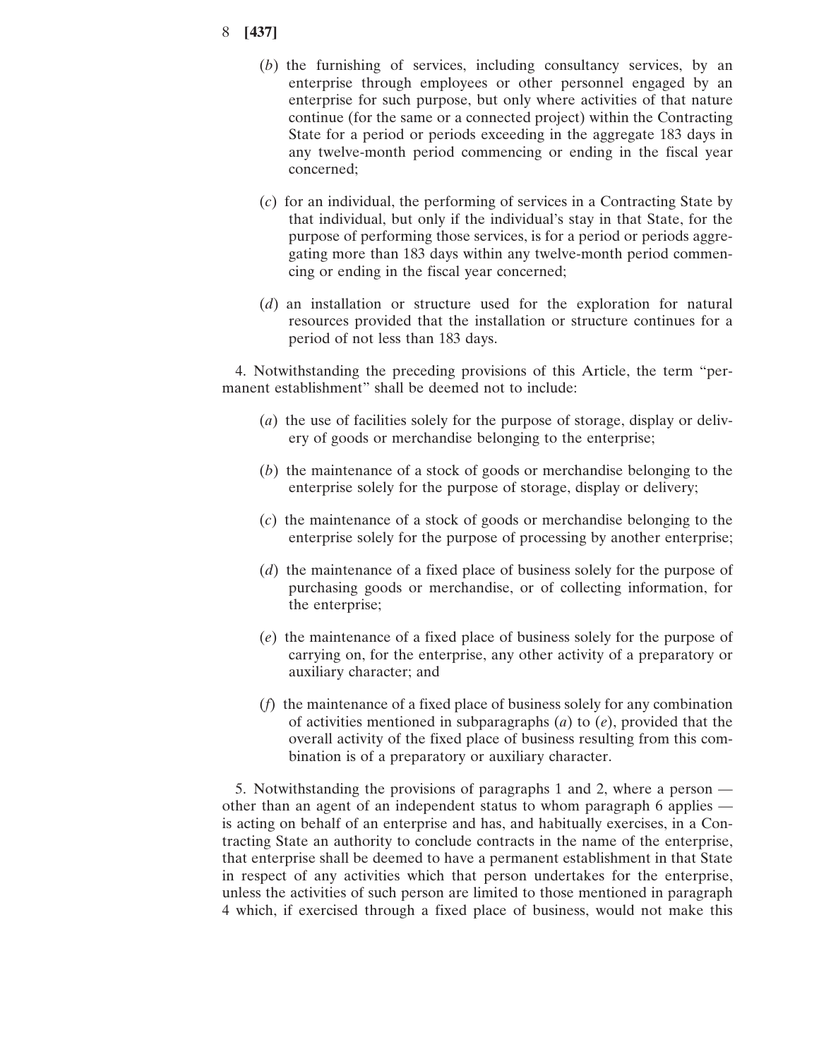(*b*) the furnishing of services, including consultancy services, by an enterprise through employees or other personnel engaged by an enterprise for such purpose, but only where activities of that nature continue (for the same or a connected project) within the Contracting State for a period or periods exceeding in the aggregate 183 days in any twelve-month period commencing or ending in the fiscal year concerned;

(*c*) for an individual, the performing of services in a Contracting State by that individual, but only if the individual's stay in that State, for the purpose of performing those services, is for a period or periods aggregating more than 183 days within any twelve-month period commencing or ending in the fiscal year concerned;

(*d*) an installation or structure used for the exploration for natural resources provided that the installation or structure continues for a period of not less than 183 days.

4. Notwithstanding the preceding provisions of this Article, the term "permanent establishment" shall be deemed not to include:

(*a*) the use of facilities solely for the purpose of storage, display or delivery of goods or merchandise belonging to the enterprise;

(*b*) the maintenance of a stock of goods or merchandise belonging to the enterprise solely for the purpose of storage, display or delivery;

(*c*) the maintenance of a stock of goods or merchandise belonging to the enterprise solely for the purpose of processing by another enterprise;

(*d*) the maintenance of a fixed place of business solely for the purpose of purchasing goods or merchandise, or of collecting information, for the enterprise;

(*e*) the maintenance of a fixed place of business solely for the purpose of carrying on, for the enterprise, any other activity of a preparatory or auxiliary character; and

(*f*) the maintenance of a fixed place of business solely for any combination of activities mentioned in subparagraphs (*a*) to (*e*), provided that the overall activity of the fixed place of business resulting from this combination is of a preparatory or auxiliary character.

5. Notwithstanding the provisions of paragraphs 1 and 2, where a person — other than an agent of an independent status to whom paragraph 6 applies — is acting on behalf of an enterprise and has, and habitually exercises, in a Contracting State an authority to conclude contracts in the name of the enterprise, that enterprise shall be deemed to have a permanent establishment in that State in respect of any activities which that person undertakes for the enterprise, unless the activities of such person are limited to those mentioned in paragraph 4 which, if exercised through a fixed place of business, would not make this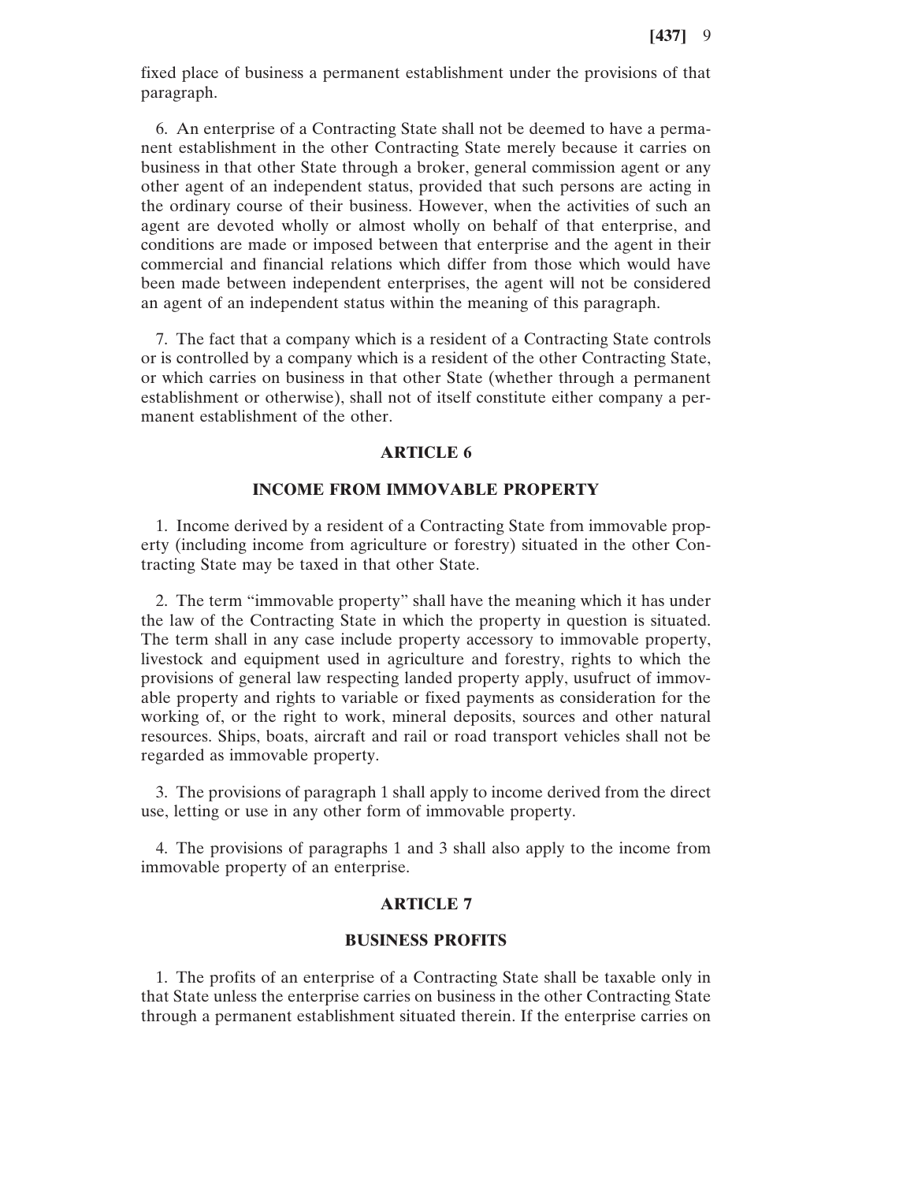fixed place of business a permanent establishment under the provisions of that paragraph.

6. An enterprise of a Contracting State shall not be deemed to have a permanent establishment in the other Contracting State merely because it carries on business in that other State through a broker, general commission agent or any other agent of an independent status, provided that such persons are acting in the ordinary course of their business. However, when the activities of such an agent are devoted wholly or almost wholly on behalf of that enterprise, and conditions are made or imposed between that enterprise and the agent in their commercial and financial relations which differ from those which would have been made between independent enterprises, the agent will not be considered an agent of an independent status within the meaning of this paragraph.

7. The fact that a company which is a resident of a Contracting State controls or is controlled by a company which is a resident of the other Contracting State, or which carries on business in that other State (whether through a permanent establishment or otherwise), shall not of itself constitute either company a permanent establishment of the other.

## ARTICLE 6

### INCOME FROM IMMOVABLE PROPERTY

1. Income derived by a resident of a Contracting State from immovable property (including income from agriculture or forestry) situated in the other Contracting State may be taxed in that other State.

2. The term "immovable property" shall have the meaning which it has under the law of the Contracting State in which the property in question is situated. The term shall in any case include property accessory to immovable property, livestock and equipment used in agriculture and forestry, rights to which the provisions of general law respecting landed property apply, usufruct of immovable property and rights to variable or fixed payments as consideration for the working of, or the right to work, mineral deposits, sources and other natural resources. Ships, boats, aircraft and rail or road transport vehicles shall not be regarded as immovable property.

3. The provisions of paragraph 1 shall apply to income derived from the direct use, letting or use in any other form of immovable property.

4. The provisions of paragraphs 1 and 3 shall also apply to the income from immovable property of an enterprise.

## ARTICLE 7

### BUSINESS PROFITS

1. The profits of an enterprise of a Contracting State shall be taxable only in that State unless the enterprise carries on business in the other Contracting State through a permanent establishment situated therein. If the enterprise carries on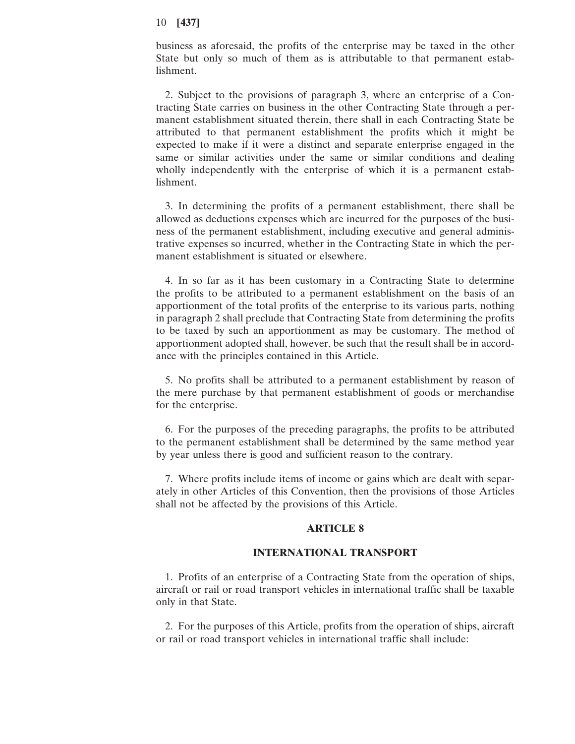business as aforesaid, the profits of the enterprise may be taxed in the other State but only so much of them as is attributable to that permanent establishment.

2. Subject to the provisions of paragraph 3, where an enterprise of a Contracting State carries on business in the other Contracting State through a permanent establishment situated therein, there shall in each Contracting State be attributed to that permanent establishment the profits which it might be expected to make if it were a distinct and separate enterprise engaged in the same or similar activities under the same or similar conditions and dealing wholly independently with the enterprise of which it is a permanent establishment.

3. In determining the profits of a permanent establishment, there shall be allowed as deductions expenses which are incurred for the purposes of the business of the permanent establishment, including executive and general administrative expenses so incurred, whether in the Contracting State in which the permanent establishment is situated or elsewhere.

4. In so far as it has been customary in a Contracting State to determine the profits to be attributed to a permanent establishment on the basis of an apportionment of the total profits of the enterprise to its various parts, nothing in paragraph 2 shall preclude that Contracting State from determining the profits to be taxed by such an apportionment as may be customary. The method of apportionment adopted shall, however, be such that the result shall be in accordance with the principles contained in this Article.

5. No profits shall be attributed to a permanent establishment by reason of the mere purchase by that permanent establishment of goods or merchandise for the enterprise.

6. For the purposes of the preceding paragraphs, the profits to be attributed to the permanent establishment shall be determined by the same method year by year unless there is good and sufficient reason to the contrary.

7. Where profits include items of income or gains which are dealt with separately in other Articles of this Convention, then the provisions of those Articles shall not be affected by the provisions of this Article.

## ARTICLE 8

## INTERNATIONAL TRANSPORT

1. Profits of an enterprise of a Contracting State from the operation of ships, aircraft or rail or road transport vehicles in international traffic shall be taxable only in that State.

2. For the purposes of this Article, profits from the operation of ships, aircraft or rail or road transport vehicles in international traffic shall include: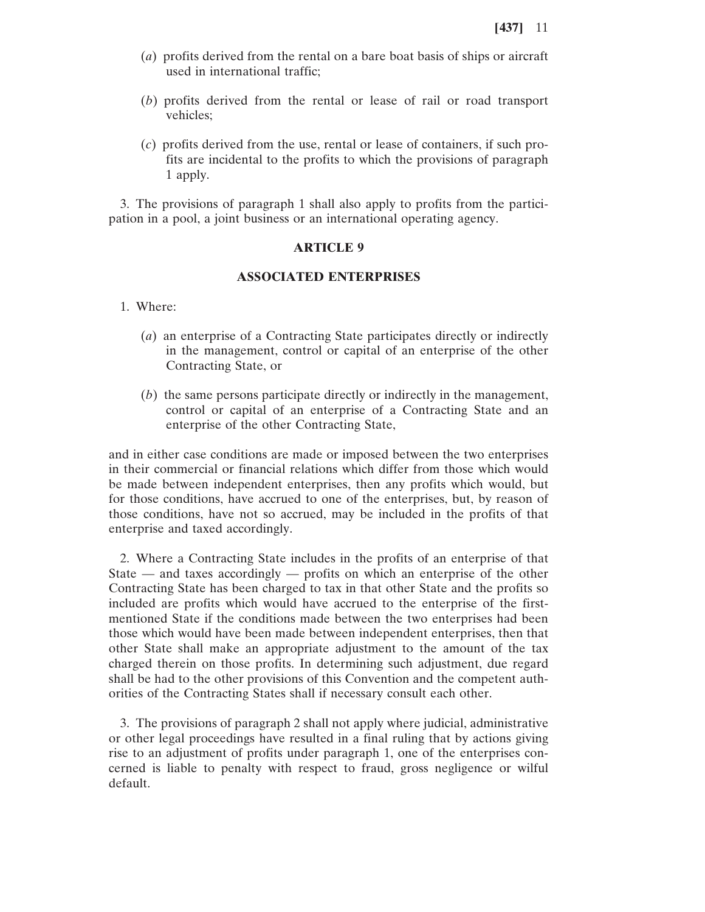(*a*) profits derived from the rental on a bare boat basis of ships or aircraft used in international traffic;

(*b*) profits derived from the rental or lease of rail or road transport vehicles;

(*c*) profits derived from the use, rental or lease of containers, if such profits are incidental to the profits to which the provisions of paragraph 1 apply.

3. The provisions of paragraph 1 shall also apply to profits from the participation in a pool, a joint business or an international operating agency.

## ARTICLE 9

## ASSOCIATED ENTERPRISES

1. Where:

(*a*) an enterprise of a Contracting State participates directly or indirectly in the management, control or capital of an enterprise of the other Contracting State, or

(*b*) the same persons participate directly or indirectly in the management, control or capital of an enterprise of a Contracting State and an enterprise of the other Contracting State,

and in either case conditions are made or imposed between the two enterprises in their commercial or financial relations which differ from those which would be made between independent enterprises, then any profits which would, but for those conditions, have accrued to one of the enterprises, but, by reason of those conditions, have not so accrued, may be included in the profits of that enterprise and taxed accordingly.

2. Where a Contracting State includes in the profits of an enterprise of that State — and taxes accordingly — profits on which an enterprise of the other Contracting State has been charged to tax in that other State and the profits so included are profits which would have accrued to the enterprise of the first-mentioned State if the conditions made between the two enterprises had been those which would have been made between independent enterprises, then that other State shall make an appropriate adjustment to the amount of the tax charged therein on those profits. In determining such adjustment, due regard shall be had to the other provisions of this Convention and the competent authorities of the Contracting States shall if necessary consult each other.

3. The provisions of paragraph 2 shall not apply where judicial, administrative or other legal proceedings have resulted in a final ruling that by actions giving rise to an adjustment of profits under paragraph 1, one of the enterprises concerned is liable to penalty with respect to fraud, gross negligence or wilful default.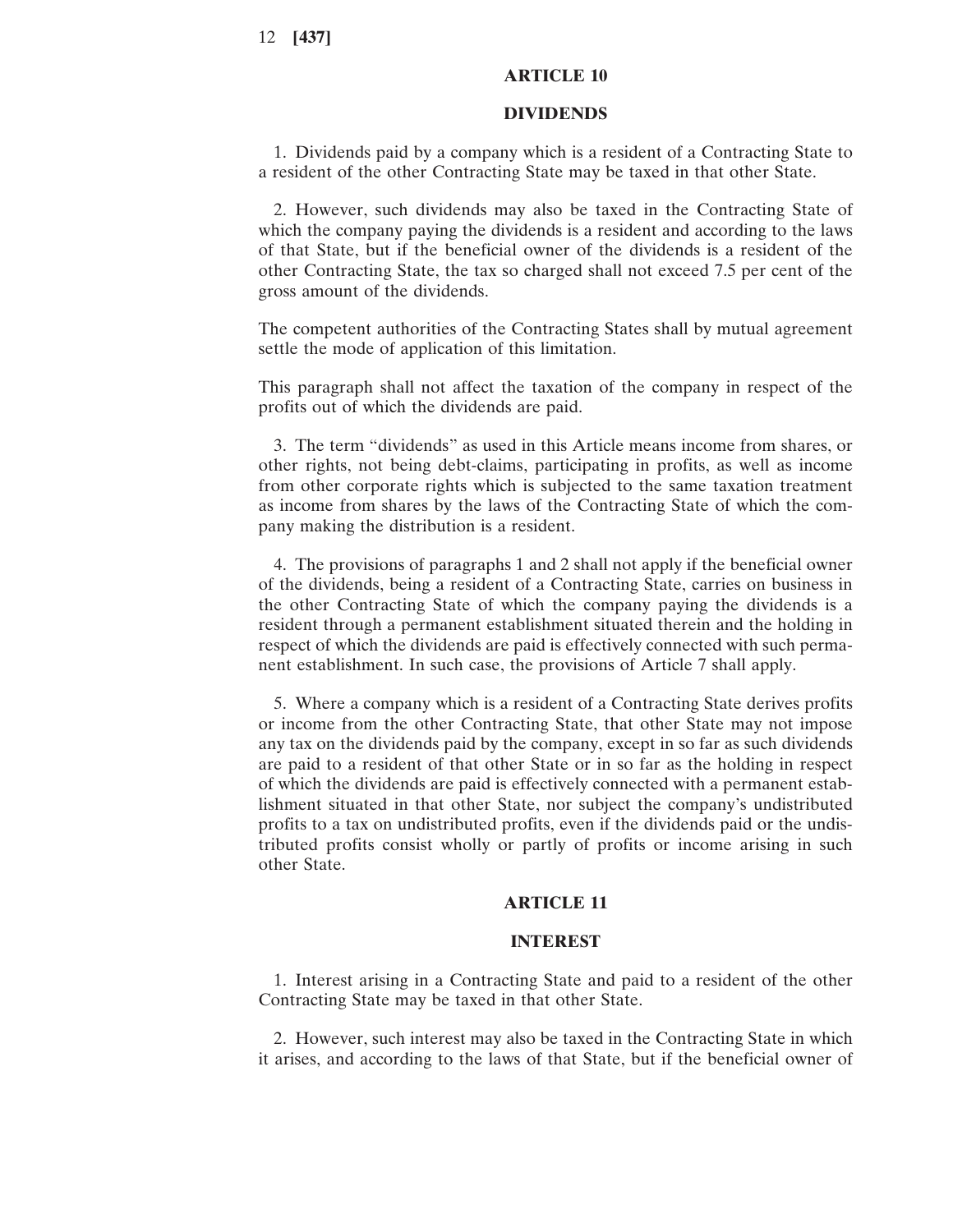## ARTICLE 10

## DIVIDENDS

1. Dividends paid by a company which is a resident of a Contracting State to a resident of the other Contracting State may be taxed in that other State.

2. However, such dividends may also be taxed in the Contracting State of which the company paying the dividends is a resident and according to the laws of that State, but if the beneficial owner of the dividends is a resident of the other Contracting State, the tax so charged shall not exceed 7.5 per cent of the gross amount of the dividends.

The competent authorities of the Contracting States shall by mutual agreement settle the mode of application of this limitation.

This paragraph shall not affect the taxation of the company in respect of the profits out of which the dividends are paid.

3. The term "dividends" as used in this Article means income from shares, or other rights, not being debt-claims, participating in profits, as well as income from other corporate rights which is subjected to the same taxation treatment as income from shares by the laws of the Contracting State of which the company making the distribution is a resident.

4. The provisions of paragraphs 1 and 2 shall not apply if the beneficial owner of the dividends, being a resident of a Contracting State, carries on business in the other Contracting State of which the company paying the dividends is a resident through a permanent establishment situated therein and the holding in respect of which the dividends are paid is effectively connected with such permanent establishment. In such case, the provisions of Article 7 shall apply.

5. Where a company which is a resident of a Contracting State derives profits or income from the other Contracting State, that other State may not impose any tax on the dividends paid by the company, except in so far as such dividends are paid to a resident of that other State or in so far as the holding in respect of which the dividends are paid is effectively connected with a permanent establishment situated in that other State, nor subject the company's undistributed profits to a tax on undistributed profits, even if the dividends paid or the undistributed profits consist wholly or partly of profits or income arising in such other State.

## ARTICLE 11

## INTEREST

1. Interest arising in a Contracting State and paid to a resident of the other Contracting State may be taxed in that other State.

2. However, such interest may also be taxed in the Contracting State in which it arises, and according to the laws of that State, but if the beneficial owner of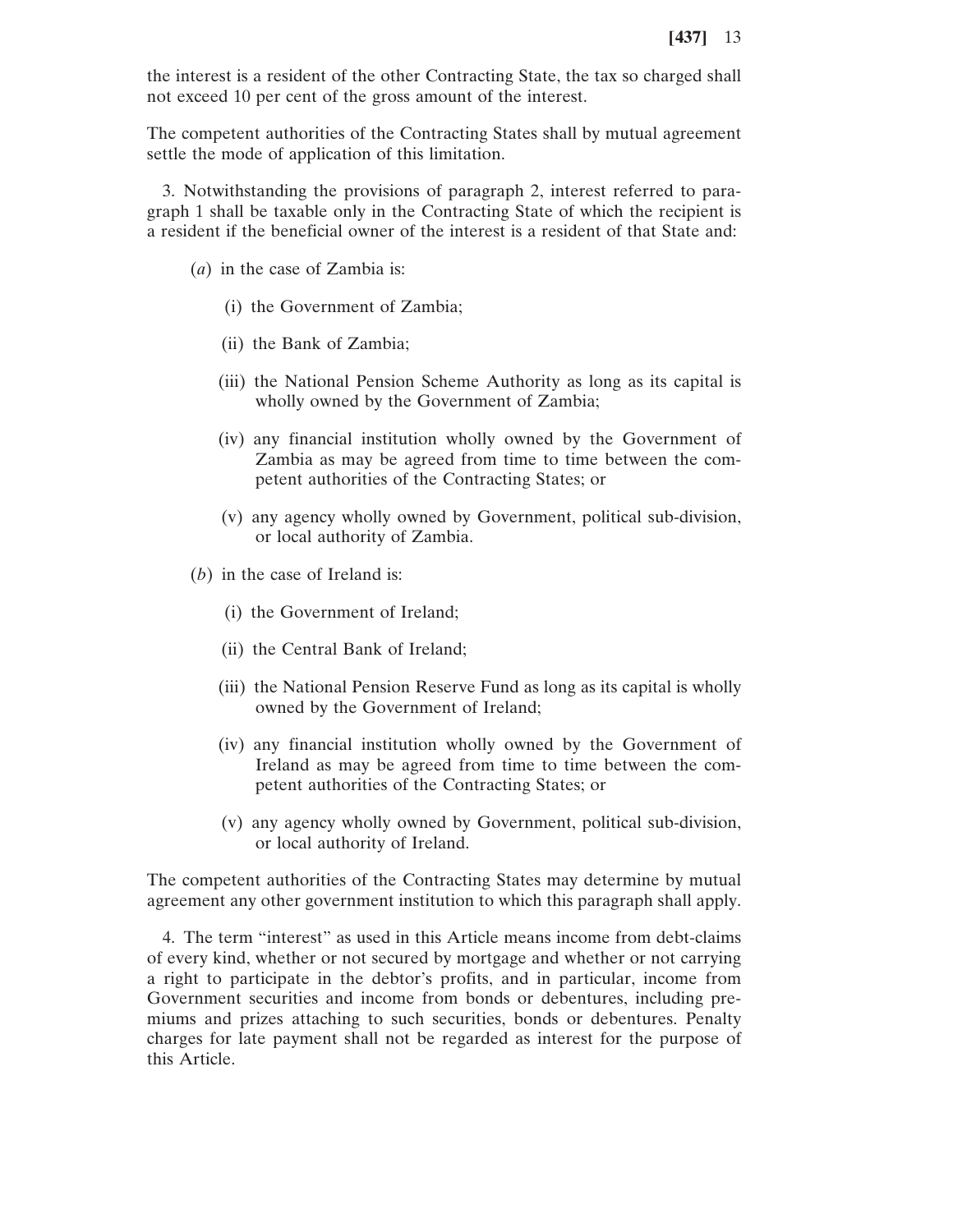the interest is a resident of the other Contracting State, the tax so charged shall not exceed 10 per cent of the gross amount of the interest.

The competent authorities of the Contracting States shall by mutual agreement settle the mode of application of this limitation.

3. Notwithstanding the provisions of paragraph 2, interest referred to paragraph 1 shall be taxable only in the Contracting State of which the recipient is a resident if the beneficial owner of the interest is a resident of that State and:

(*a*) in the case of Zambia is:

(i) the Government of Zambia;

(ii) the Bank of Zambia;

(iii) the National Pension Scheme Authority as long as its capital is wholly owned by the Government of Zambia;

(iv) any financial institution wholly owned by the Government of Zambia as may be agreed from time to time between the competent authorities of the Contracting States; or

(v) any agency wholly owned by Government, political sub-division, or local authority of Zambia.

(*b*) in the case of Ireland is:

(i) the Government of Ireland;

(ii) the Central Bank of Ireland;

(iii) the National Pension Reserve Fund as long as its capital is wholly owned by the Government of Ireland;

(iv) any financial institution wholly owned by the Government of Ireland as may be agreed from time to time between the competent authorities of the Contracting States; or

(v) any agency wholly owned by Government, political sub-division, or local authority of Ireland.

The competent authorities of the Contracting States may determine by mutual agreement any other government institution to which this paragraph shall apply.

4. The term "interest" as used in this Article means income from debt-claims of every kind, whether or not secured by mortgage and whether or not carrying a right to participate in the debtor's profits, and in particular, income from Government securities and income from bonds or debentures, including premiums and prizes attaching to such securities, bonds or debentures. Penalty charges for late payment shall not be regarded as interest for the purpose of this Article.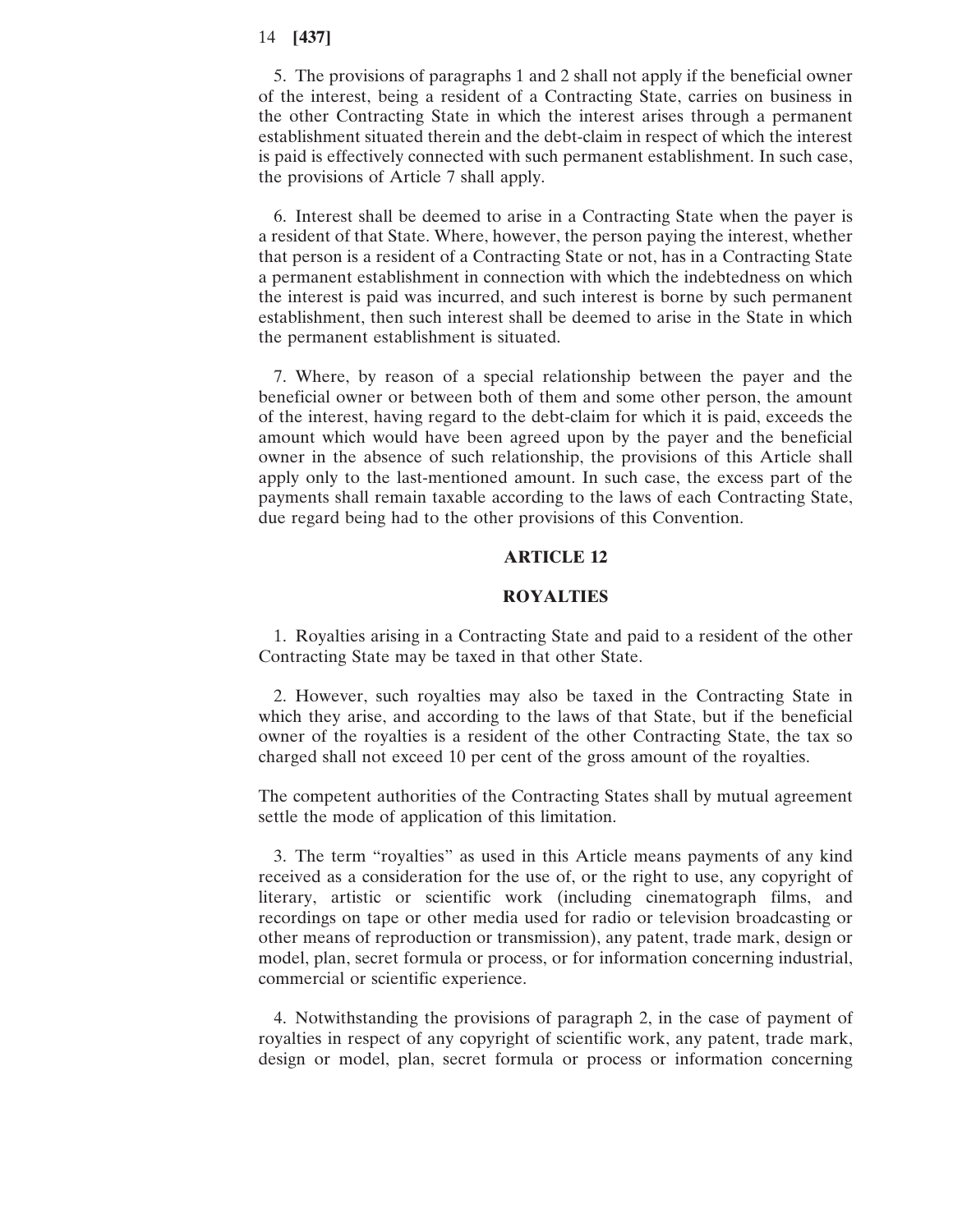5. The provisions of paragraphs 1 and 2 shall not apply if the beneficial owner of the interest, being a resident of a Contracting State, carries on business in the other Contracting State in which the interest arises through a permanent establishment situated therein and the debt-claim in respect of which the interest is paid is effectively connected with such permanent establishment. In such case, the provisions of Article 7 shall apply.

6. Interest shall be deemed to arise in a Contracting State when the payer is a resident of that State. Where, however, the person paying the interest, whether that person is a resident of a Contracting State or not, has in a Contracting State a permanent establishment in connection with which the indebtedness on which the interest is paid was incurred, and such interest is borne by such permanent establishment, then such interest shall be deemed to arise in the State in which the permanent establishment is situated.

7. Where, by reason of a special relationship between the payer and the beneficial owner or between both of them and some other person, the amount of the interest, having regard to the debt-claim for which it is paid, exceeds the amount which would have been agreed upon by the payer and the beneficial owner in the absence of such relationship, the provisions of this Article shall apply only to the last-mentioned amount. In such case, the excess part of the payments shall remain taxable according to the laws of each Contracting State, due regard being had to the other provisions of this Convention.

## ARTICLE 12

## ROYALTIES

1. Royalties arising in a Contracting State and paid to a resident of the other Contracting State may be taxed in that other State.

2. However, such royalties may also be taxed in the Contracting State in which they arise, and according to the laws of that State, but if the beneficial owner of the royalties is a resident of the other Contracting State, the tax so charged shall not exceed 10 per cent of the gross amount of the royalties.

The competent authorities of the Contracting States shall by mutual agreement settle the mode of application of this limitation.

3. The term "royalties" as used in this Article means payments of any kind received as a consideration for the use of, or the right to use, any copyright of literary, artistic or scientific work (including cinematograph films, and recordings on tape or other media used for radio or television broadcasting or other means of reproduction or transmission), any patent, trade mark, design or model, plan, secret formula or process, or for information concerning industrial, commercial or scientific experience.

4. Notwithstanding the provisions of paragraph 2, in the case of payment of royalties in respect of any copyright of scientific work, any patent, trade mark, design or model, plan, secret formula or process or information concerning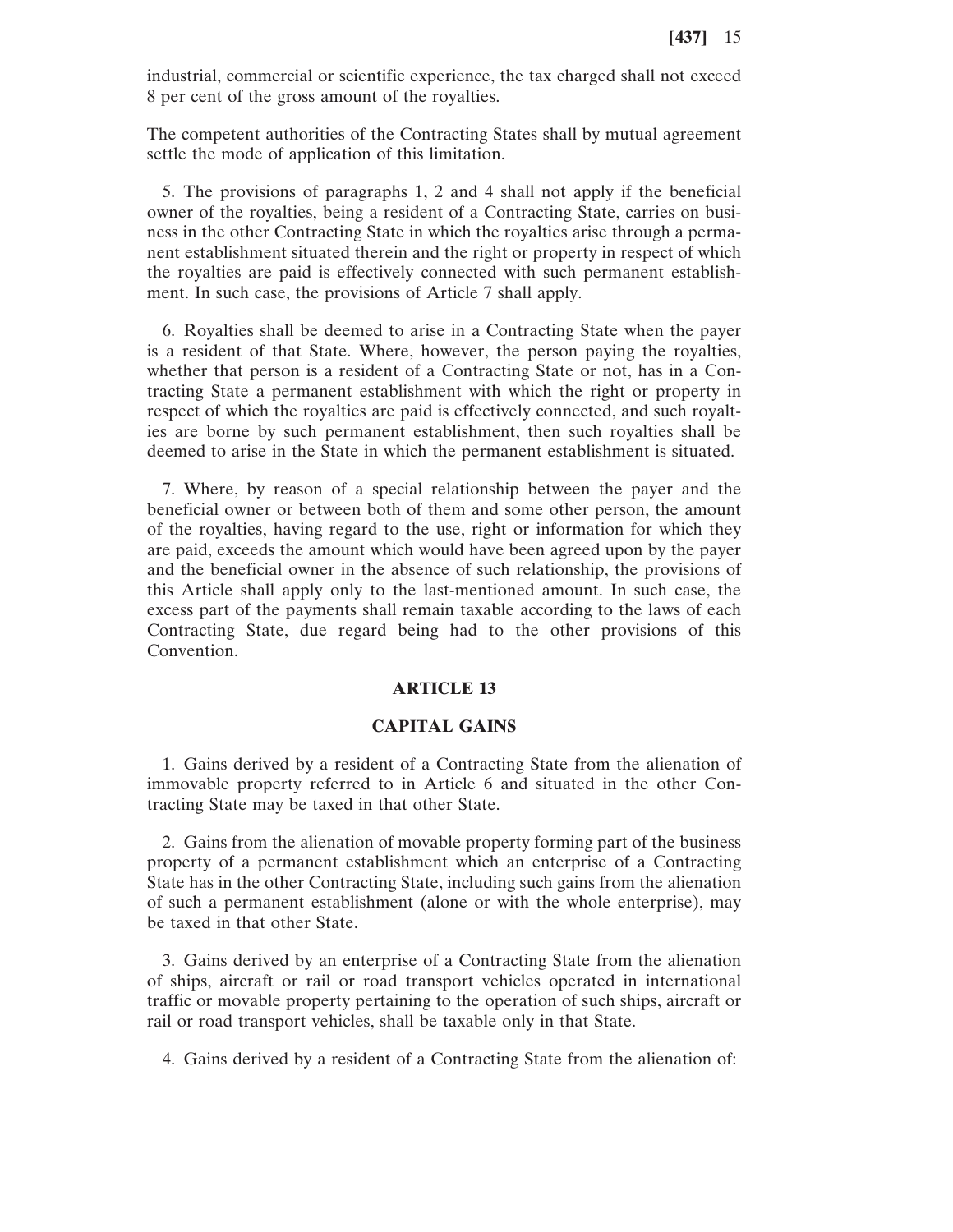industrial, commercial or scientific experience, the tax charged shall not exceed 8 per cent of the gross amount of the royalties.

The competent authorities of the Contracting States shall by mutual agreement settle the mode of application of this limitation.

5. The provisions of paragraphs 1, 2 and 4 shall not apply if the beneficial owner of the royalties, being a resident of a Contracting State, carries on business in the other Contracting State in which the royalties arise through a permanent establishment situated therein and the right or property in respect of which the royalties are paid is effectively connected with such permanent establishment. In such case, the provisions of Article 7 shall apply.

6. Royalties shall be deemed to arise in a Contracting State when the payer is a resident of that State. Where, however, the person paying the royalties, whether that person is a resident of a Contracting State or not, has in a Contracting State a permanent establishment with which the right or property in respect of which the royalties are paid is effectively connected, and such royalties are borne by such permanent establishment, then such royalties shall be deemed to arise in the State in which the permanent establishment is situated.

7. Where, by reason of a special relationship between the payer and the beneficial owner or between both of them and some other person, the amount of the royalties, having regard to the use, right or information for which they are paid, exceeds the amount which would have been agreed upon by the payer and the beneficial owner in the absence of such relationship, the provisions of this Article shall apply only to the last-mentioned amount. In such case, the excess part of the payments shall remain taxable according to the laws of each Contracting State, due regard being had to the other provisions of this Convention.

## ARTICLE 13

## CAPITAL GAINS

1. Gains derived by a resident of a Contracting State from the alienation of immovable property referred to in Article 6 and situated in the other Contracting State may be taxed in that other State.

2. Gains from the alienation of movable property forming part of the business property of a permanent establishment which an enterprise of a Contracting State has in the other Contracting State, including such gains from the alienation of such a permanent establishment (alone or with the whole enterprise), may be taxed in that other State.

3. Gains derived by an enterprise of a Contracting State from the alienation of ships, aircraft or rail or road transport vehicles operated in international traffic or movable property pertaining to the operation of such ships, aircraft or rail or road transport vehicles, shall be taxable only in that State.

4. Gains derived by a resident of a Contracting State from the alienation of: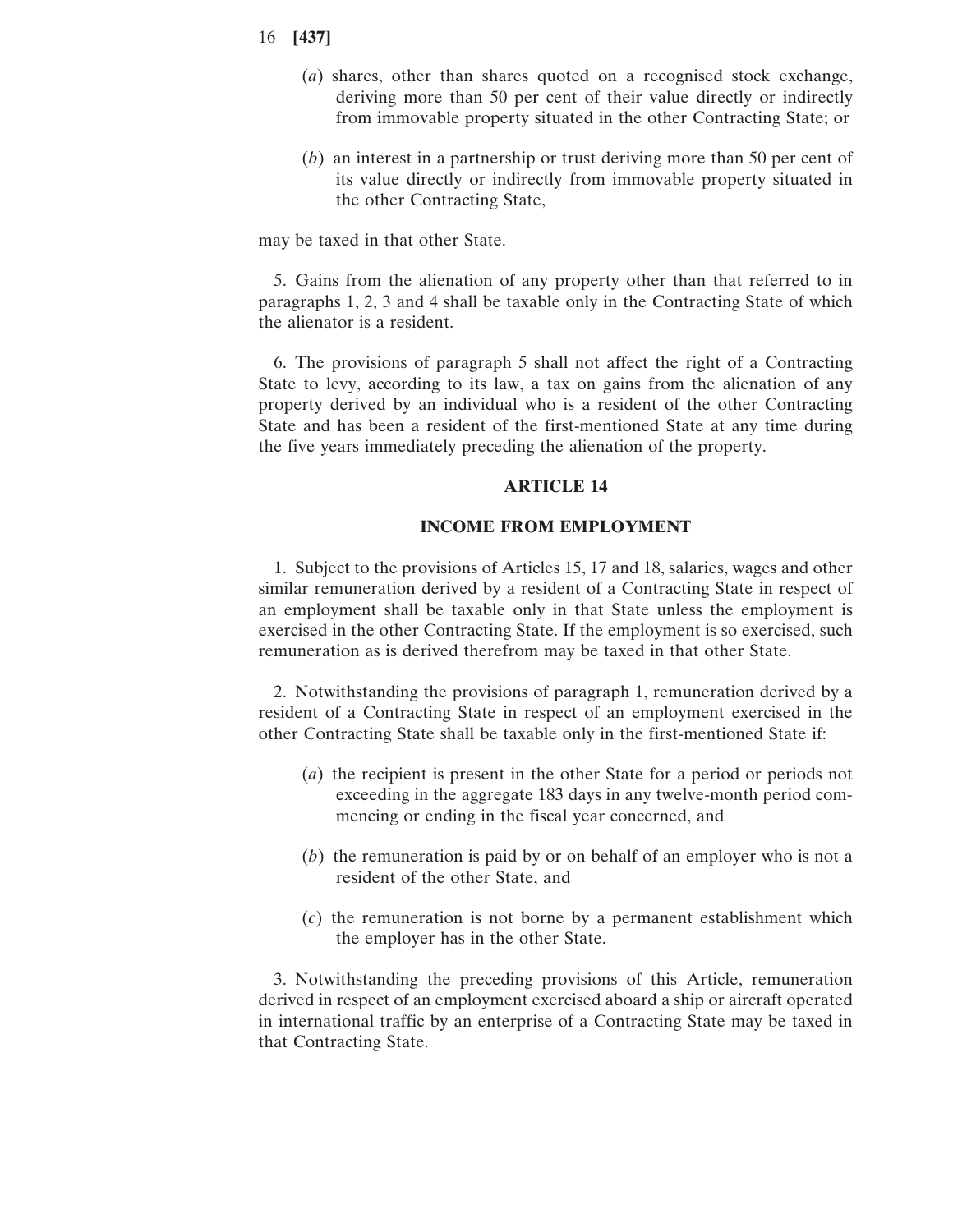(*a*) shares, other than shares quoted on a recognised stock exchange, deriving more than 50 per cent of their value directly or indirectly from immovable property situated in the other Contracting State; or

(*b*) an interest in a partnership or trust deriving more than 50 per cent of its value directly or indirectly from immovable property situated in the other Contracting State,

may be taxed in that other State.

5. Gains from the alienation of any property other than that referred to in paragraphs 1, 2, 3 and 4 shall be taxable only in the Contracting State of which the alienator is a resident.

6. The provisions of paragraph 5 shall not affect the right of a Contracting State to levy, according to its law, a tax on gains from the alienation of any property derived by an individual who is a resident of the other Contracting State and has been a resident of the first-mentioned State at any time during the five years immediately preceding the alienation of the property.

## ARTICLE 14

## INCOME FROM EMPLOYMENT

1. Subject to the provisions of Articles 15, 17 and 18, salaries, wages and other similar remuneration derived by a resident of a Contracting State in respect of an employment shall be taxable only in that State unless the employment is exercised in the other Contracting State. If the employment is so exercised, such remuneration as is derived therefrom may be taxed in that other State.

2. Notwithstanding the provisions of paragraph 1, remuneration derived by a resident of a Contracting State in respect of an employment exercised in the other Contracting State shall be taxable only in the first-mentioned State if:

(*a*) the recipient is present in the other State for a period or periods not exceeding in the aggregate 183 days in any twelve-month period commencing or ending in the fiscal year concerned, and

(*b*) the remuneration is paid by or on behalf of an employer who is not a resident of the other State, and

(*c*) the remuneration is not borne by a permanent establishment which the employer has in the other State.

3. Notwithstanding the preceding provisions of this Article, remuneration derived in respect of an employment exercised aboard a ship or aircraft operated in international traffic by an enterprise of a Contracting State may be taxed in that Contracting State.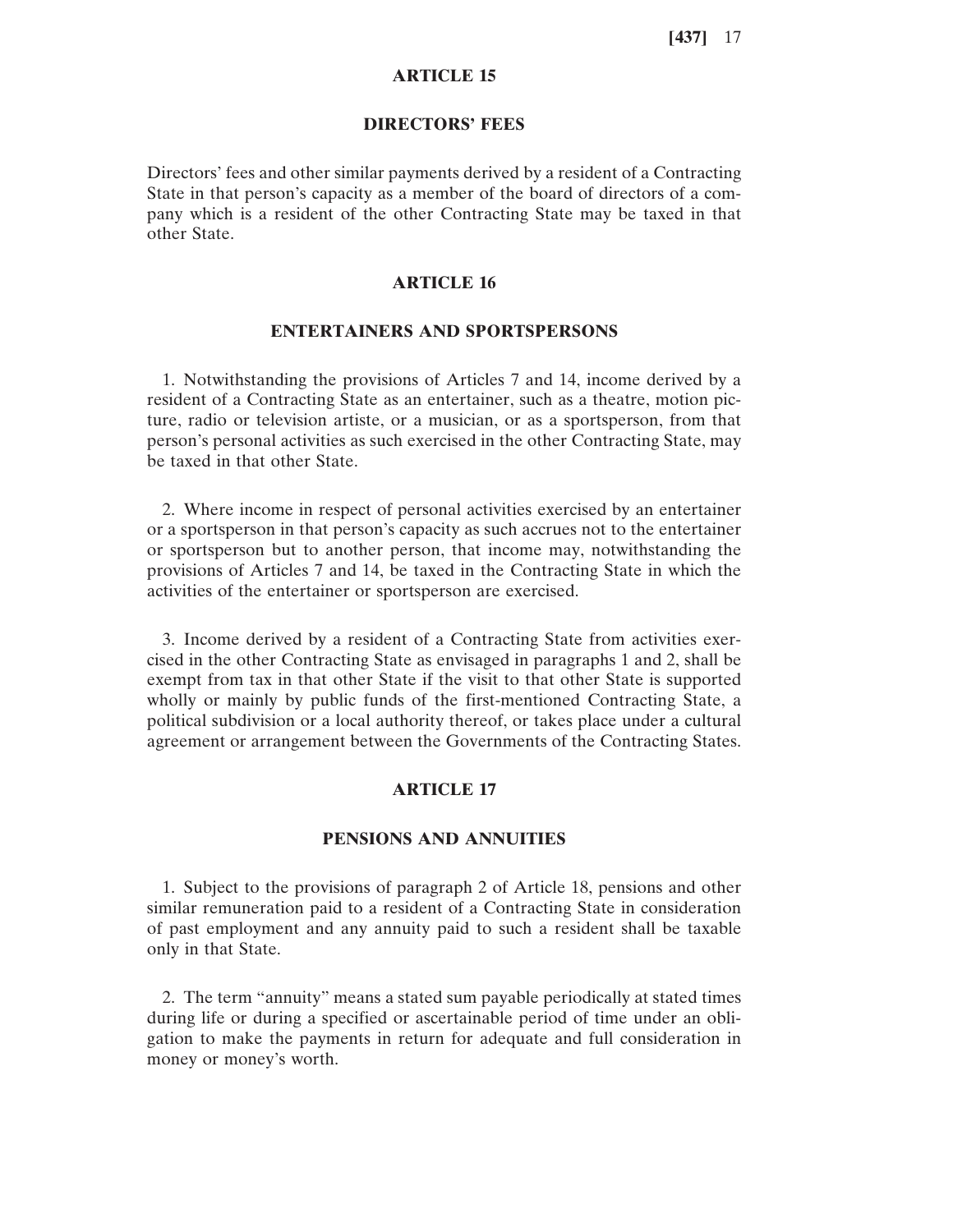## ARTICLE 15

### DIRECTORS' FEES

Directors' fees and other similar payments derived by a resident of a Contracting State in that person's capacity as a member of the board of directors of a company which is a resident of the other Contracting State may be taxed in that other State.

## ARTICLE 16

### ENTERTAINERS AND SPORTSPERSONS

1. Notwithstanding the provisions of Articles 7 and 14, income derived by a resident of a Contracting State as an entertainer, such as a theatre, motion picture, radio or television artiste, or a musician, or as a sportsperson, from that person's personal activities as such exercised in the other Contracting State, may be taxed in that other State.

2. Where income in respect of personal activities exercised by an entertainer or a sportsperson in that person's capacity as such accrues not to the entertainer or sportsperson but to another person, that income may, notwithstanding the provisions of Articles 7 and 14, be taxed in the Contracting State in which the activities of the entertainer or sportsperson are exercised.

3. Income derived by a resident of a Contracting State from activities exercised in the other Contracting State as envisaged in paragraphs 1 and 2, shall be exempt from tax in that other State if the visit to that other State is supported wholly or mainly by public funds of the first-mentioned Contracting State, a political subdivision or a local authority thereof, or takes place under a cultural agreement or arrangement between the Governments of the Contracting States.

## ARTICLE 17

### PENSIONS AND ANNUITIES

1. Subject to the provisions of paragraph 2 of Article 18, pensions and other similar remuneration paid to a resident of a Contracting State in consideration of past employment and any annuity paid to such a resident shall be taxable only in that State.

2. The term "annuity" means a stated sum payable periodically at stated times during life or during a specified or ascertainable period of time under an obligation to make the payments in return for adequate and full consideration in money or money's worth.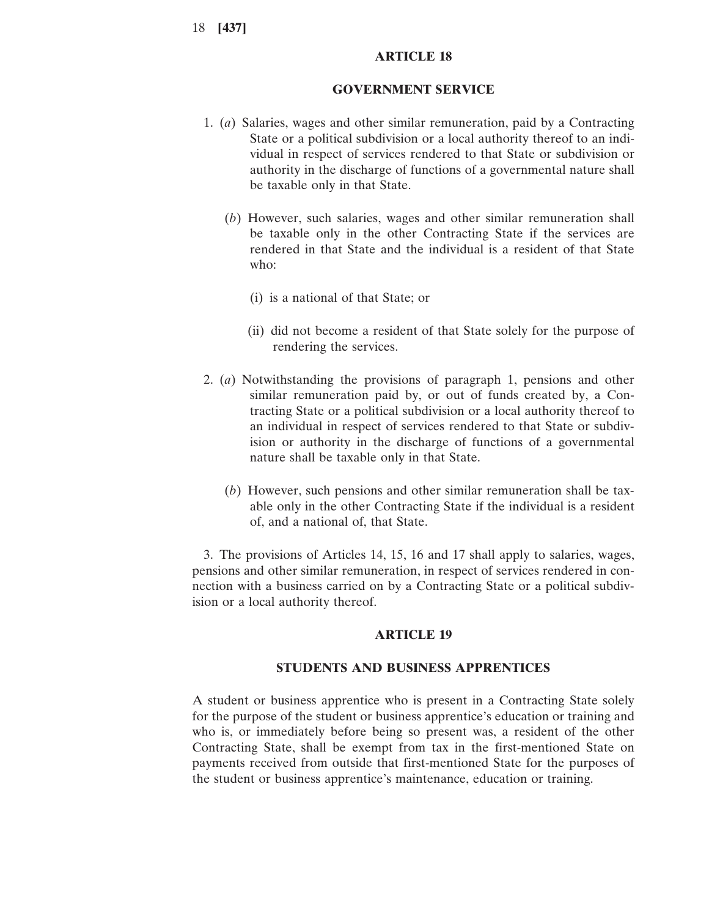## ARTICLE 18

## GOVERNMENT SERVICE

1. (*a*) Salaries, wages and other similar remuneration, paid by a Contracting State or a political subdivision or a local authority thereof to an individual in respect of services rendered to that State or subdivision or authority in the discharge of functions of a governmental nature shall be taxable only in that State.

   (*b*) However, such salaries, wages and other similar remuneration shall be taxable only in the other Contracting State if the services are rendered in that State and the individual is a resident of that State who:

   (i) is a national of that State; or

   (ii) did not become a resident of that State solely for the purpose of rendering the services.

2. (*a*) Notwithstanding the provisions of paragraph 1, pensions and other similar remuneration paid by, or out of funds created by, a Contracting State or a political subdivision or a local authority thereof to an individual in respect of services rendered to that State or subdivision or authority in the discharge of functions of a governmental nature shall be taxable only in that State.

   (*b*) However, such pensions and other similar remuneration shall be taxable only in the other Contracting State if the individual is a resident of, and a national of, that State.

3. The provisions of Articles 14, 15, 16 and 17 shall apply to salaries, wages, pensions and other similar remuneration, in respect of services rendered in connection with a business carried on by a Contracting State or a political subdivision or a local authority thereof.

## ARTICLE 19

## STUDENTS AND BUSINESS APPRENTICES

A student or business apprentice who is present in a Contracting State solely for the purpose of the student or business apprentice's education or training and who is, or immediately before being so present was, a resident of the other Contracting State, shall be exempt from tax in the first-mentioned State on payments received from outside that first-mentioned State for the purposes of the student or business apprentice's maintenance, education or training.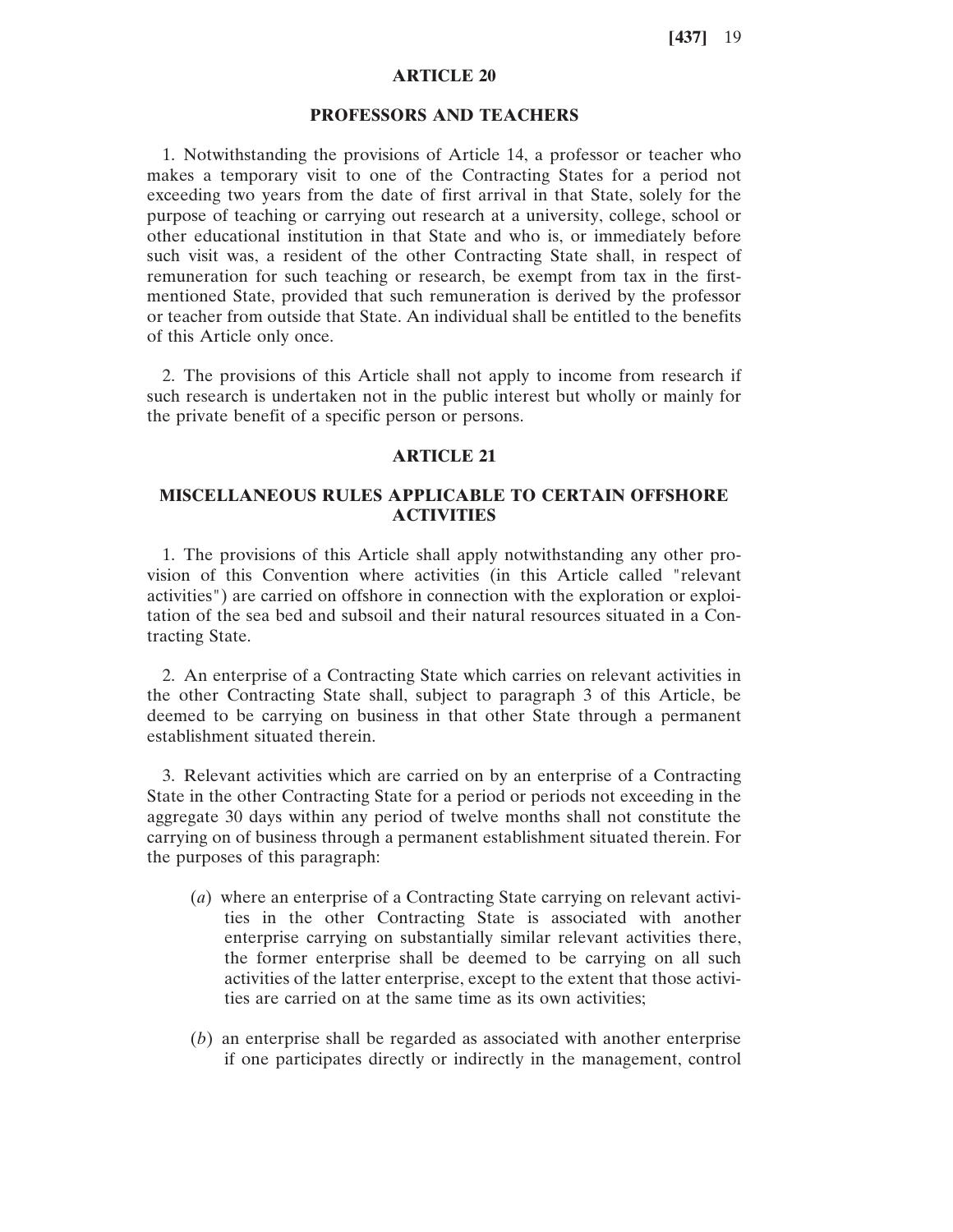## ARTICLE 20

### PROFESSORS AND TEACHERS

1. Notwithstanding the provisions of Article 14, a professor or teacher who makes a temporary visit to one of the Contracting States for a period not exceeding two years from the date of first arrival in that State, solely for the purpose of teaching or carrying out research at a university, college, school or other educational institution in that State and who is, or immediately before such visit was, a resident of the other Contracting State shall, in respect of remuneration for such teaching or research, be exempt from tax in the first-mentioned State, provided that such remuneration is derived by the professor or teacher from outside that State. An individual shall be entitled to the benefits of this Article only once.

2. The provisions of this Article shall not apply to income from research if such research is undertaken not in the public interest but wholly or mainly for the private benefit of a specific person or persons.

## ARTICLE 21

### MISCELLANEOUS RULES APPLICABLE TO CERTAIN OFFSHORE ACTIVITIES

1. The provisions of this Article shall apply notwithstanding any other provision of this Convention where activities (in this Article called "relevant activities") are carried on offshore in connection with the exploration or exploitation of the sea bed and subsoil and their natural resources situated in a Contracting State.

2. An enterprise of a Contracting State which carries on relevant activities in the other Contracting State shall, subject to paragraph 3 of this Article, be deemed to be carrying on business in that other State through a permanent establishment situated therein.

3. Relevant activities which are carried on by an enterprise of a Contracting State in the other Contracting State for a period or periods not exceeding in the aggregate 30 days within any period of twelve months shall not constitute the carrying on of business through a permanent establishment situated therein. For the purposes of this paragraph:

(*a*) where an enterprise of a Contracting State carrying on relevant activities in the other Contracting State is associated with another enterprise carrying on substantially similar relevant activities there, the former enterprise shall be deemed to be carrying on all such activities of the latter enterprise, except to the extent that those activities are carried on at the same time as its own activities;

(*b*) an enterprise shall be regarded as associated with another enterprise if one participates directly or indirectly in the management, control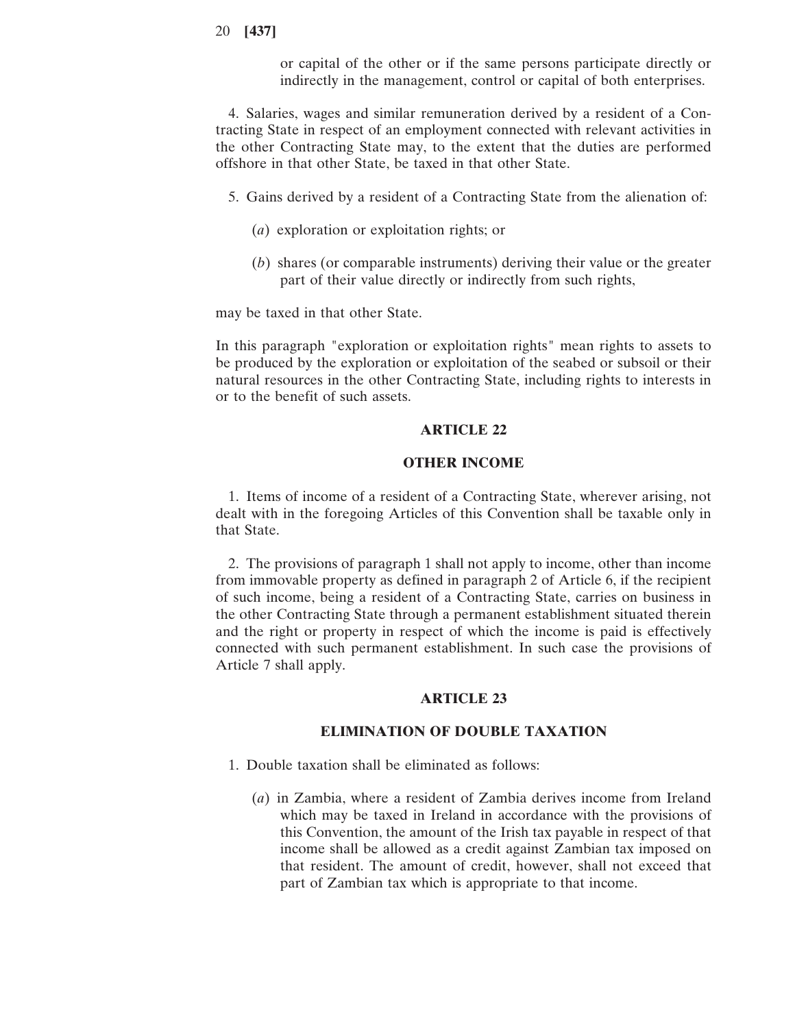or capital of the other or if the same persons participate directly or indirectly in the management, control or capital of both enterprises.

4. Salaries, wages and similar remuneration derived by a resident of a Contracting State in respect of an employment connected with relevant activities in the other Contracting State may, to the extent that the duties are performed offshore in that other State, be taxed in that other State.

5. Gains derived by a resident of a Contracting State from the alienation of:

(*a*) exploration or exploitation rights; or

(*b*) shares (or comparable instruments) deriving their value or the greater part of their value directly or indirectly from such rights,

may be taxed in that other State.

In this paragraph "exploration or exploitation rights" mean rights to assets to be produced by the exploration or exploitation of the seabed or subsoil or their natural resources in the other Contracting State, including rights to interests in or to the benefit of such assets.

## ARTICLE 22

## OTHER INCOME

1. Items of income of a resident of a Contracting State, wherever arising, not dealt with in the foregoing Articles of this Convention shall be taxable only in that State.

2. The provisions of paragraph 1 shall not apply to income, other than income from immovable property as defined in paragraph 2 of Article 6, if the recipient of such income, being a resident of a Contracting State, carries on business in the other Contracting State through a permanent establishment situated therein and the right or property in respect of which the income is paid is effectively connected with such permanent establishment. In such case the provisions of Article 7 shall apply.

## ARTICLE 23

## ELIMINATION OF DOUBLE TAXATION

1. Double taxation shall be eliminated as follows:

(*a*) in Zambia, where a resident of Zambia derives income from Ireland which may be taxed in Ireland in accordance with the provisions of this Convention, the amount of the Irish tax payable in respect of that income shall be allowed as a credit against Zambian tax imposed on that resident. The amount of credit, however, shall not exceed that part of Zambian tax which is appropriate to that income.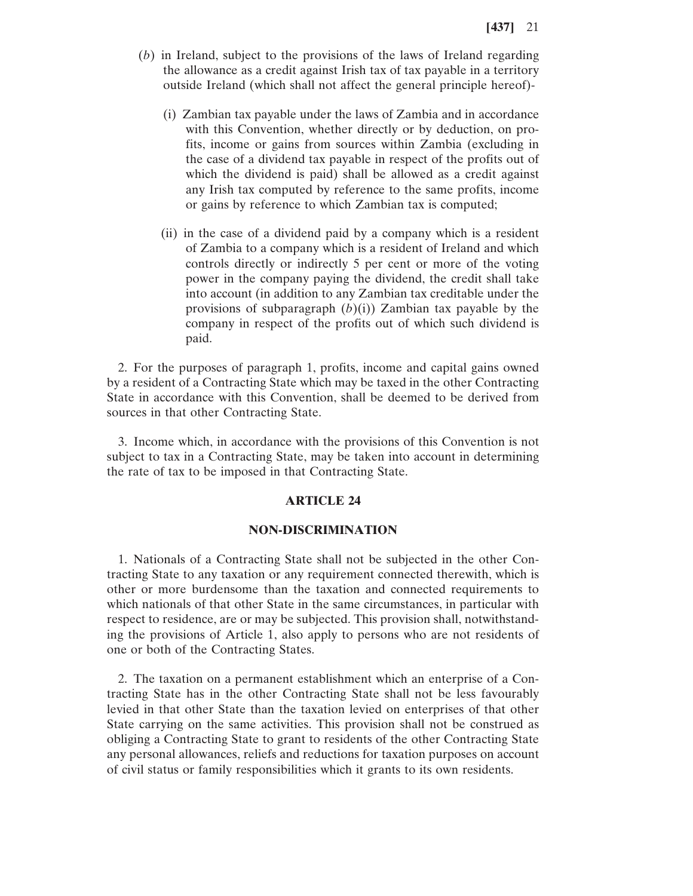(*b*) in Ireland, subject to the provisions of the laws of Ireland regarding the allowance as a credit against Irish tax of tax payable in a territory outside Ireland (which shall not affect the general principle hereof)-

(i) Zambian tax payable under the laws of Zambia and in accordance with this Convention, whether directly or by deduction, on profits, income or gains from sources within Zambia (excluding in the case of a dividend tax payable in respect of the profits out of which the dividend is paid) shall be allowed as a credit against any Irish tax computed by reference to the same profits, income or gains by reference to which Zambian tax is computed;

(ii) in the case of a dividend paid by a company which is a resident of Zambia to a company which is a resident of Ireland and which controls directly or indirectly 5 per cent or more of the voting power in the company paying the dividend, the credit shall take into account (in addition to any Zambian tax creditable under the provisions of subparagraph (*b*)(i)) Zambian tax payable by the company in respect of the profits out of which such dividend is paid.

2. For the purposes of paragraph 1, profits, income and capital gains owned by a resident of a Contracting State which may be taxed in the other Contracting State in accordance with this Convention, shall be deemed to be derived from sources in that other Contracting State.

3. Income which, in accordance with the provisions of this Convention is not subject to tax in a Contracting State, may be taken into account in determining the rate of tax to be imposed in that Contracting State.

## ARTICLE 24

## NON-DISCRIMINATION

1. Nationals of a Contracting State shall not be subjected in the other Contracting State to any taxation or any requirement connected therewith, which is other or more burdensome than the taxation and connected requirements to which nationals of that other State in the same circumstances, in particular with respect to residence, are or may be subjected. This provision shall, notwithstanding the provisions of Article 1, also apply to persons who are not residents of one or both of the Contracting States.

2. The taxation on a permanent establishment which an enterprise of a Contracting State has in the other Contracting State shall not be less favourably levied in that other State than the taxation levied on enterprises of that other State carrying on the same activities. This provision shall not be construed as obliging a Contracting State to grant to residents of the other Contracting State any personal allowances, reliefs and reductions for taxation purposes on account of civil status or family responsibilities which it grants to its own residents.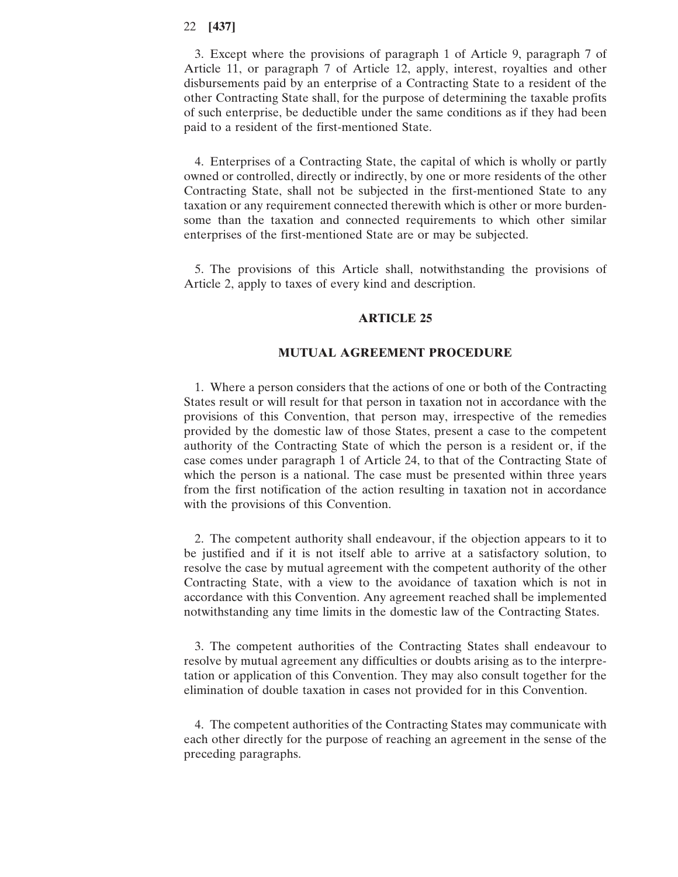3. Except where the provisions of paragraph 1 of Article 9, paragraph 7 of Article 11, or paragraph 7 of Article 12, apply, interest, royalties and other disbursements paid by an enterprise of a Contracting State to a resident of the other Contracting State shall, for the purpose of determining the taxable profits of such enterprise, be deductible under the same conditions as if they had been paid to a resident of the first-mentioned State.

4. Enterprises of a Contracting State, the capital of which is wholly or partly owned or controlled, directly or indirectly, by one or more residents of the other Contracting State, shall not be subjected in the first-mentioned State to any taxation or any requirement connected therewith which is other or more burdensome than the taxation and connected requirements to which other similar enterprises of the first-mentioned State are or may be subjected.

5. The provisions of this Article shall, notwithstanding the provisions of Article 2, apply to taxes of every kind and description.

## ARTICLE 25

## MUTUAL AGREEMENT PROCEDURE

1. Where a person considers that the actions of one or both of the Contracting States result or will result for that person in taxation not in accordance with the provisions of this Convention, that person may, irrespective of the remedies provided by the domestic law of those States, present a case to the competent authority of the Contracting State of which the person is a resident or, if the case comes under paragraph 1 of Article 24, to that of the Contracting State of which the person is a national. The case must be presented within three years from the first notification of the action resulting in taxation not in accordance with the provisions of this Convention.

2. The competent authority shall endeavour, if the objection appears to it to be justified and if it is not itself able to arrive at a satisfactory solution, to resolve the case by mutual agreement with the competent authority of the other Contracting State, with a view to the avoidance of taxation which is not in accordance with this Convention. Any agreement reached shall be implemented notwithstanding any time limits in the domestic law of the Contracting States.

3. The competent authorities of the Contracting States shall endeavour to resolve by mutual agreement any difficulties or doubts arising as to the interpretation or application of this Convention. They may also consult together for the elimination of double taxation in cases not provided for in this Convention.

4. The competent authorities of the Contracting States may communicate with each other directly for the purpose of reaching an agreement in the sense of the preceding paragraphs.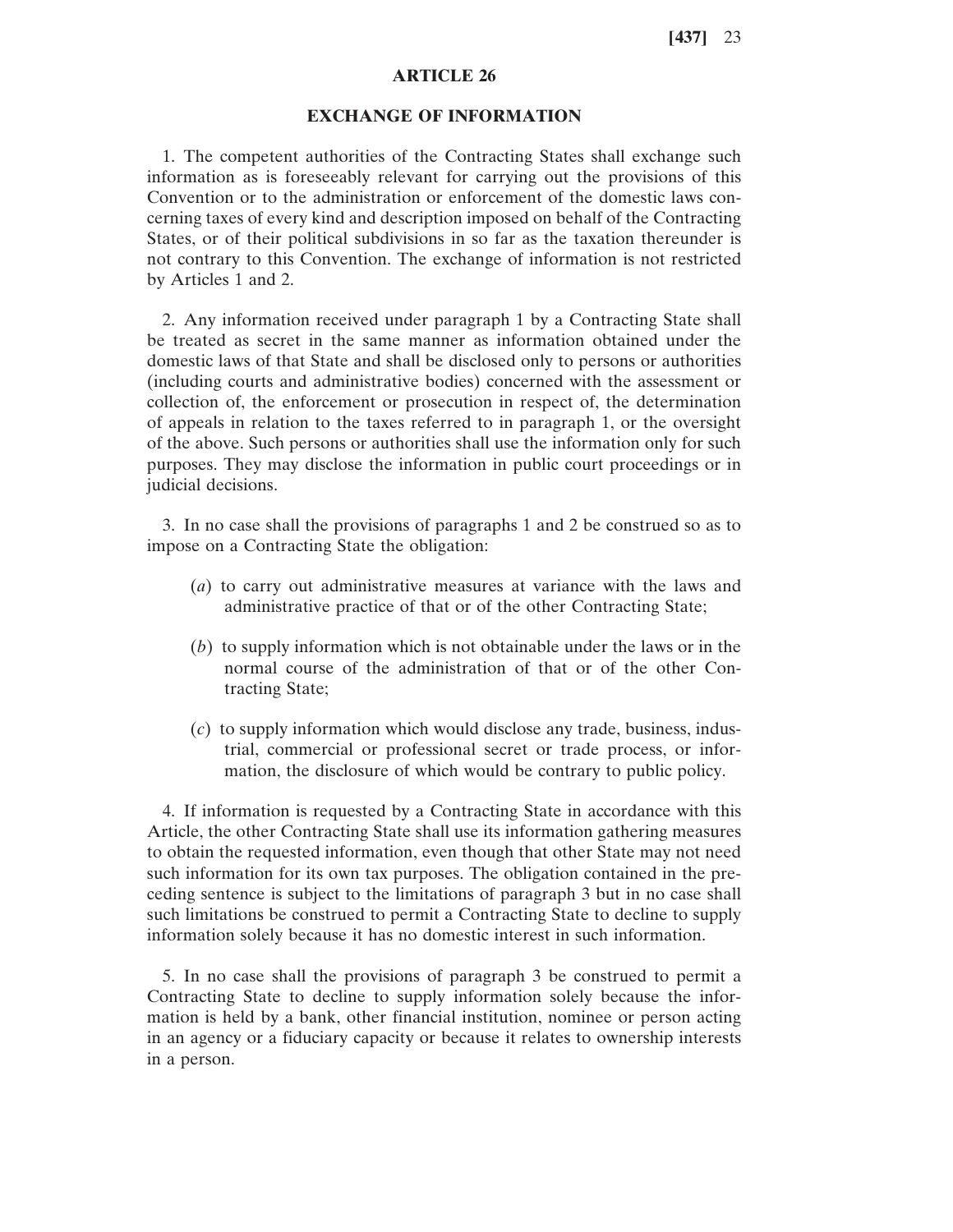## ARTICLE 26

## EXCHANGE OF INFORMATION

1. The competent authorities of the Contracting States shall exchange such information as is foreseeably relevant for carrying out the provisions of this Convention or to the administration or enforcement of the domestic laws concerning taxes of every kind and description imposed on behalf of the Contracting States, or of their political subdivisions in so far as the taxation thereunder is not contrary to this Convention. The exchange of information is not restricted by Articles 1 and 2.

2. Any information received under paragraph 1 by a Contracting State shall be treated as secret in the same manner as information obtained under the domestic laws of that State and shall be disclosed only to persons or authorities (including courts and administrative bodies) concerned with the assessment or collection of, the enforcement or prosecution in respect of, the determination of appeals in relation to the taxes referred to in paragraph 1, or the oversight of the above. Such persons or authorities shall use the information only for such purposes. They may disclose the information in public court proceedings or in judicial decisions.

3. In no case shall the provisions of paragraphs 1 and 2 be construed so as to impose on a Contracting State the obligation:

(*a*) to carry out administrative measures at variance with the laws and administrative practice of that or of the other Contracting State;

(*b*) to supply information which is not obtainable under the laws or in the normal course of the administration of that or of the other Contracting State;

(*c*) to supply information which would disclose any trade, business, industrial, commercial or professional secret or trade process, or information, the disclosure of which would be contrary to public policy.

4. If information is requested by a Contracting State in accordance with this Article, the other Contracting State shall use its information gathering measures to obtain the requested information, even though that other State may not need such information for its own tax purposes. The obligation contained in the preceding sentence is subject to the limitations of paragraph 3 but in no case shall such limitations be construed to permit a Contracting State to decline to supply information solely because it has no domestic interest in such information.

5. In no case shall the provisions of paragraph 3 be construed to permit a Contracting State to decline to supply information solely because the information is held by a bank, other financial institution, nominee or person acting in an agency or a fiduciary capacity or because it relates to ownership interests in a person.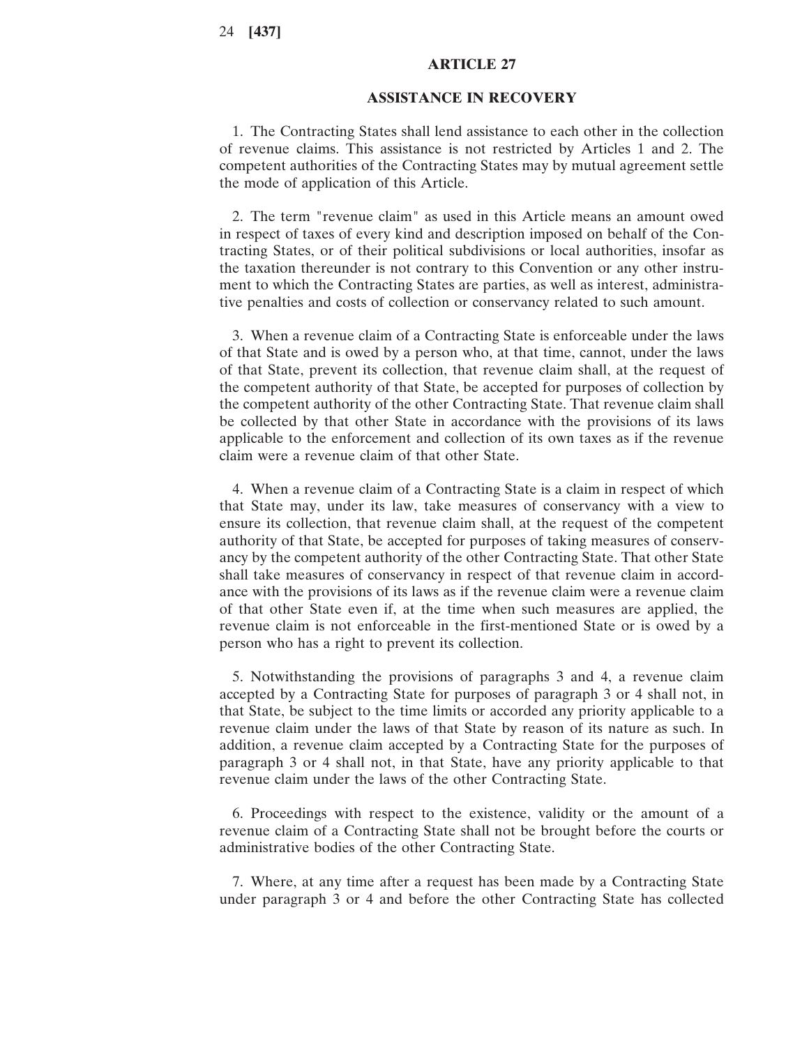## ARTICLE 27

## ASSISTANCE IN RECOVERY

1. The Contracting States shall lend assistance to each other in the collection of revenue claims. This assistance is not restricted by Articles 1 and 2. The competent authorities of the Contracting States may by mutual agreement settle the mode of application of this Article.

2. The term "revenue claim" as used in this Article means an amount owed in respect of taxes of every kind and description imposed on behalf of the Contracting States, or of their political subdivisions or local authorities, insofar as the taxation thereunder is not contrary to this Convention or any other instrument to which the Contracting States are parties, as well as interest, administrative penalties and costs of collection or conservancy related to such amount.

3. When a revenue claim of a Contracting State is enforceable under the laws of that State and is owed by a person who, at that time, cannot, under the laws of that State, prevent its collection, that revenue claim shall, at the request of the competent authority of that State, be accepted for purposes of collection by the competent authority of the other Contracting State. That revenue claim shall be collected by that other State in accordance with the provisions of its laws applicable to the enforcement and collection of its own taxes as if the revenue claim were a revenue claim of that other State.

4. When a revenue claim of a Contracting State is a claim in respect of which that State may, under its law, take measures of conservancy with a view to ensure its collection, that revenue claim shall, at the request of the competent authority of that State, be accepted for purposes of taking measures of conservancy by the competent authority of the other Contracting State. That other State shall take measures of conservancy in respect of that revenue claim in accordance with the provisions of its laws as if the revenue claim were a revenue claim of that other State even if, at the time when such measures are applied, the revenue claim is not enforceable in the first-mentioned State or is owed by a person who has a right to prevent its collection.

5. Notwithstanding the provisions of paragraphs 3 and 4, a revenue claim accepted by a Contracting State for purposes of paragraph 3 or 4 shall not, in that State, be subject to the time limits or accorded any priority applicable to a revenue claim under the laws of that State by reason of its nature as such. In addition, a revenue claim accepted by a Contracting State for the purposes of paragraph 3 or 4 shall not, in that State, have any priority applicable to that revenue claim under the laws of the other Contracting State.

6. Proceedings with respect to the existence, validity or the amount of a revenue claim of a Contracting State shall not be brought before the courts or administrative bodies of the other Contracting State.

7. Where, at any time after a request has been made by a Contracting State under paragraph 3 or 4 and before the other Contracting State has collected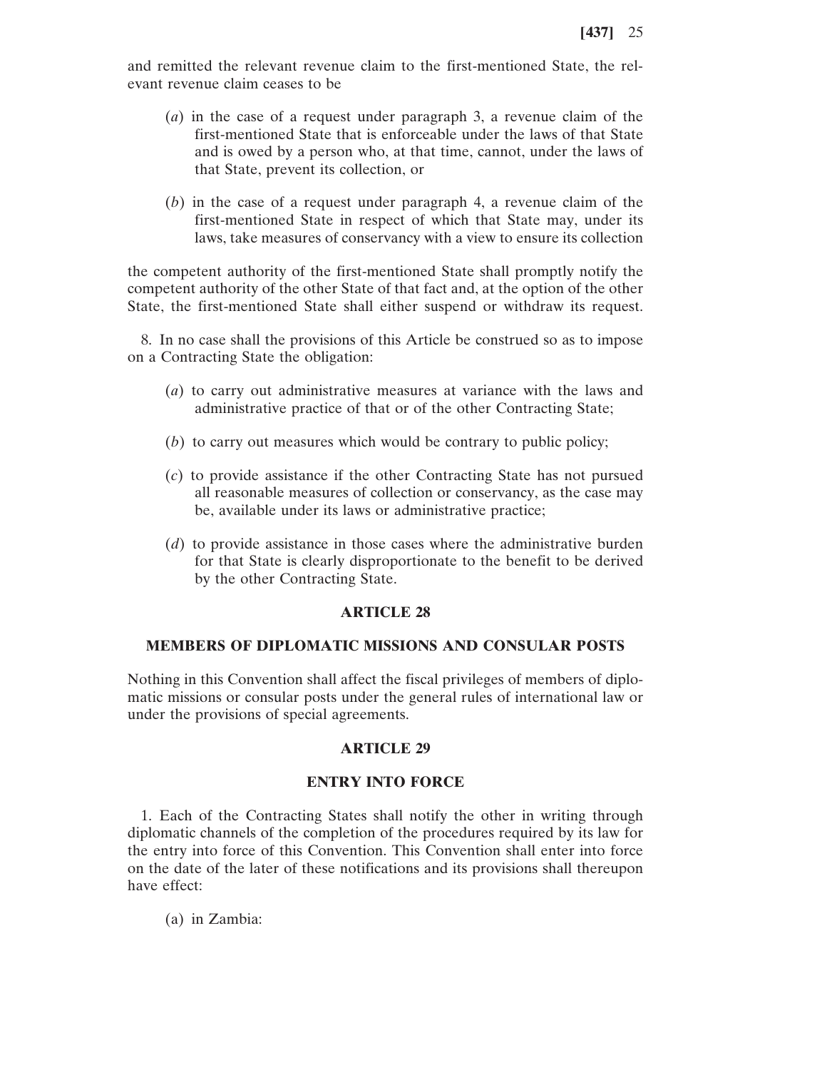and remitted the relevant revenue claim to the first-mentioned State, the relevant revenue claim ceases to be

(*a*) in the case of a request under paragraph 3, a revenue claim of the first-mentioned State that is enforceable under the laws of that State and is owed by a person who, at that time, cannot, under the laws of that State, prevent its collection, or

(*b*) in the case of a request under paragraph 4, a revenue claim of the first-mentioned State in respect of which that State may, under its laws, take measures of conservancy with a view to ensure its collection

the competent authority of the first-mentioned State shall promptly notify the competent authority of the other State of that fact and, at the option of the other State, the first-mentioned State shall either suspend or withdraw its request.

8. In no case shall the provisions of this Article be construed so as to impose on a Contracting State the obligation:

(*a*) to carry out administrative measures at variance with the laws and administrative practice of that or of the other Contracting State;

(*b*) to carry out measures which would be contrary to public policy;

(*c*) to provide assistance if the other Contracting State has not pursued all reasonable measures of collection or conservancy, as the case may be, available under its laws or administrative practice;

(*d*) to provide assistance in those cases where the administrative burden for that State is clearly disproportionate to the benefit to be derived by the other Contracting State.

## ARTICLE 28

## MEMBERS OF DIPLOMATIC MISSIONS AND CONSULAR POSTS

Nothing in this Convention shall affect the fiscal privileges of members of diplomatic missions or consular posts under the general rules of international law or under the provisions of special agreements.

## ARTICLE 29

## ENTRY INTO FORCE

1. Each of the Contracting States shall notify the other in writing through diplomatic channels of the completion of the procedures required by its law for the entry into force of this Convention. This Convention shall enter into force on the date of the later of these notifications and its provisions shall thereupon have effect:

(a) in Zambia: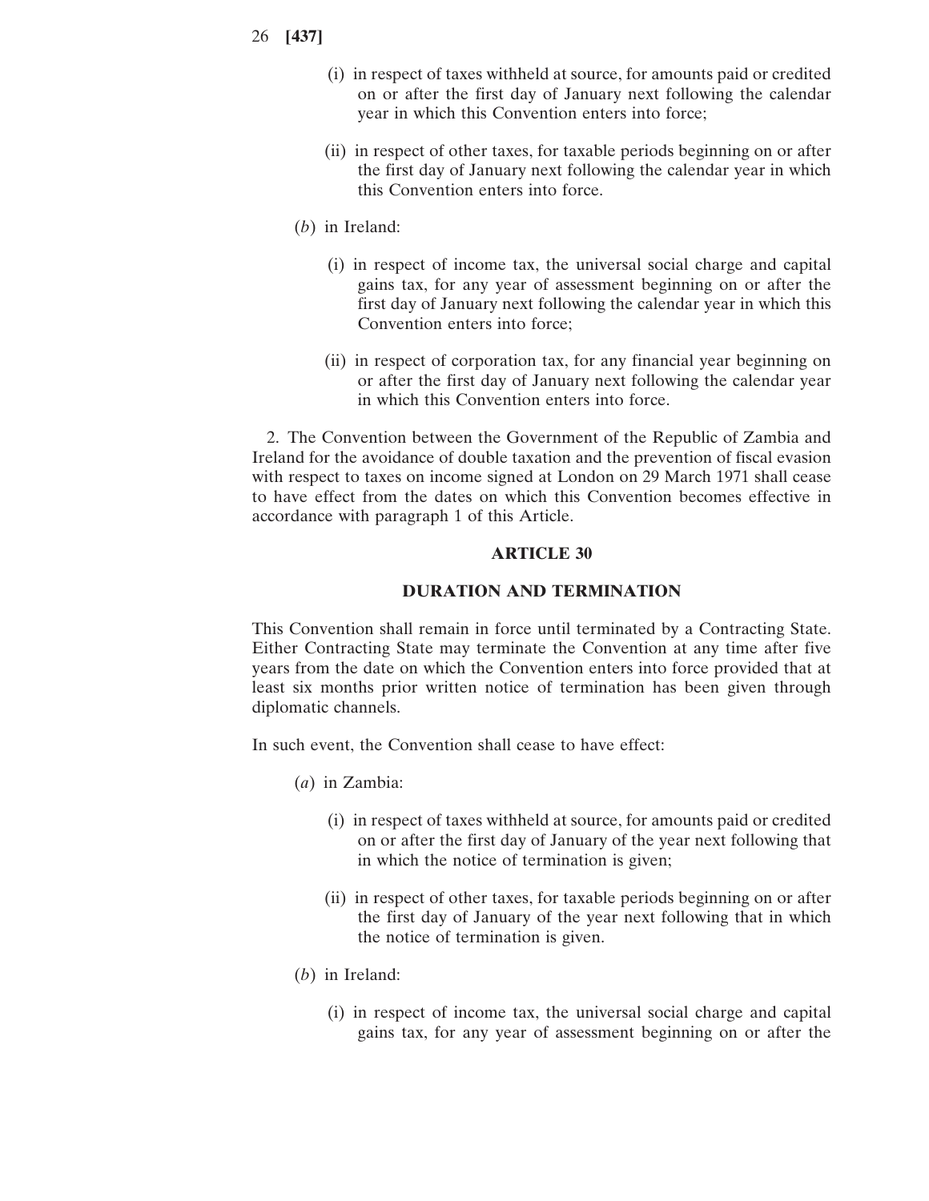(i) in respect of taxes withheld at source, for amounts paid or credited on or after the first day of January next following the calendar year in which this Convention enters into force;

(ii) in respect of other taxes, for taxable periods beginning on or after the first day of January next following the calendar year in which this Convention enters into force.

(*b*) in Ireland:

(i) in respect of income tax, the universal social charge and capital gains tax, for any year of assessment beginning on or after the first day of January next following the calendar year in which this Convention enters into force;

(ii) in respect of corporation tax, for any financial year beginning on or after the first day of January next following the calendar year in which this Convention enters into force.

2. The Convention between the Government of the Republic of Zambia and Ireland for the avoidance of double taxation and the prevention of fiscal evasion with respect to taxes on income signed at London on 29 March 1971 shall cease to have effect from the dates on which this Convention becomes effective in accordance with paragraph 1 of this Article.

## ARTICLE 30

## DURATION AND TERMINATION

This Convention shall remain in force until terminated by a Contracting State. Either Contracting State may terminate the Convention at any time after five years from the date on which the Convention enters into force provided that at least six months prior written notice of termination has been given through diplomatic channels.

In such event, the Convention shall cease to have effect:

(*a*) in Zambia:

(i) in respect of taxes withheld at source, for amounts paid or credited on or after the first day of January of the year next following that in which the notice of termination is given;

(ii) in respect of other taxes, for taxable periods beginning on or after the first day of January of the year next following that in which the notice of termination is given.

(*b*) in Ireland:

(i) in respect of income tax, the universal social charge and capital gains tax, for any year of assessment beginning on or after the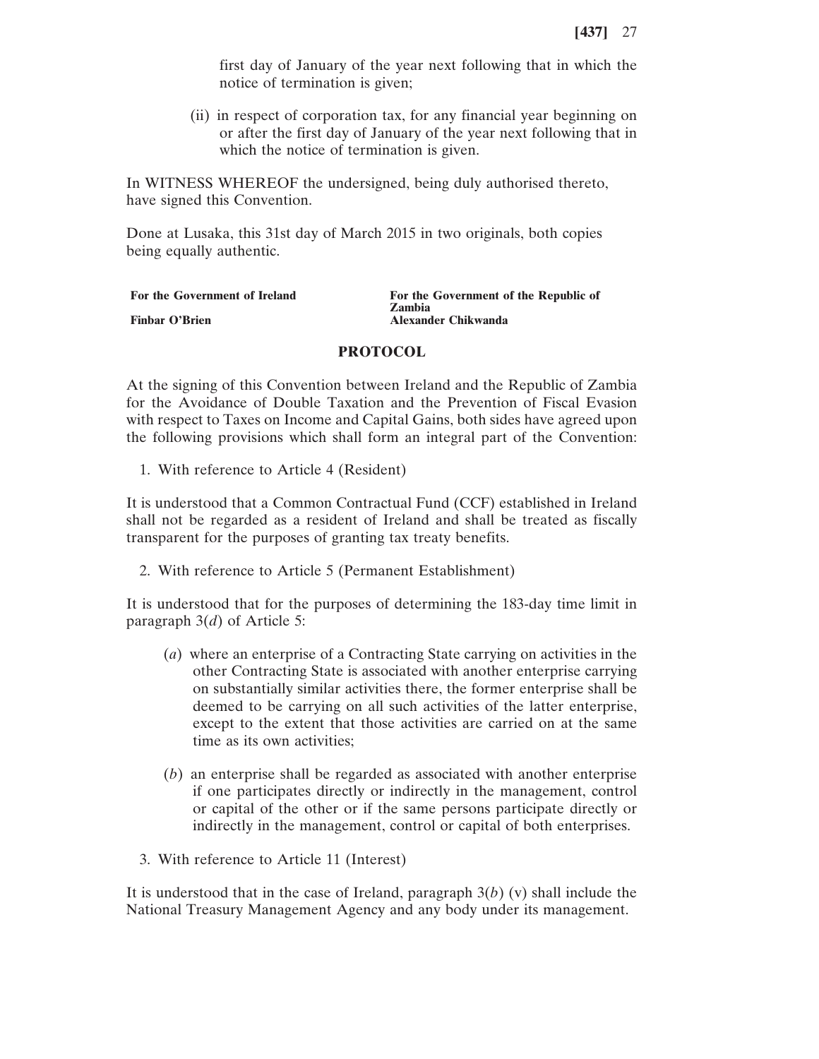first day of January of the year next following that in which the notice of termination is given;

(ii) in respect of corporation tax, for any financial year beginning on or after the first day of January of the year next following that in which the notice of termination is given.

In WITNESS WHEREOF the undersigned, being duly authorised thereto, have signed this Convention.

Done at Lusaka, this 31st day of March 2015 in two originals, both copies being equally authentic.

| **For the Government of Ireland** | **For the Government of the Republic of Zambia** |
|---|---|
| **Finbar O'Brien** | **Alexander Chikwanda** |

## PROTOCOL

At the signing of this Convention between Ireland and the Republic of Zambia for the Avoidance of Double Taxation and the Prevention of Fiscal Evasion with respect to Taxes on Income and Capital Gains, both sides have agreed upon the following provisions which shall form an integral part of the Convention:

1. With reference to Article 4 (Resident)

It is understood that a Common Contractual Fund (CCF) established in Ireland shall not be regarded as a resident of Ireland and shall be treated as fiscally transparent for the purposes of granting tax treaty benefits.

2. With reference to Article 5 (Permanent Establishment)

It is understood that for the purposes of determining the 183-day time limit in paragraph 3(*d*) of Article 5:

(*a*) where an enterprise of a Contracting State carrying on activities in the other Contracting State is associated with another enterprise carrying on substantially similar activities there, the former enterprise shall be deemed to be carrying on all such activities of the latter enterprise, except to the extent that those activities are carried on at the same time as its own activities;

(*b*) an enterprise shall be regarded as associated with another enterprise if one participates directly or indirectly in the management, control or capital of the other or if the same persons participate directly or indirectly in the management, control or capital of both enterprises.

3. With reference to Article 11 (Interest)

It is understood that in the case of Ireland, paragraph 3(*b*) (v) shall include the National Treasury Management Agency and any body under its management.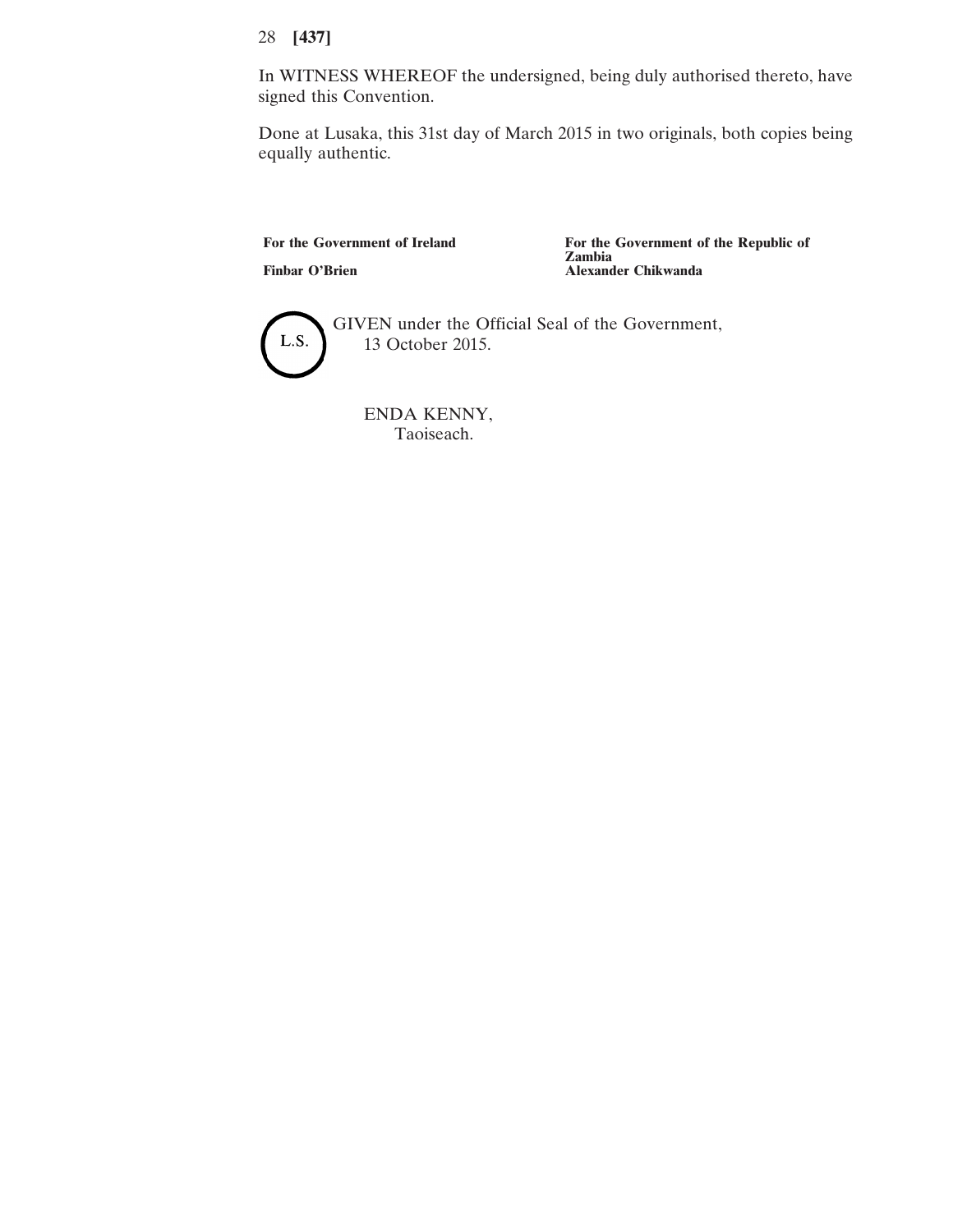In WITNESS WHEREOF the undersigned, being duly authorised thereto, have signed this Convention.

Done at Lusaka, this 31st day of March 2015 in two originals, both copies being equally authentic.

| **For the Government of Ireland** | **For the Government of the Republic of Zambia** |
|---|---|
| **Finbar O'Brien** | **Alexander Chikwanda** |

L.S.

GIVEN under the Official Seal of the Government,
13 October 2015.

ENDA KENNY,
Taoiseach.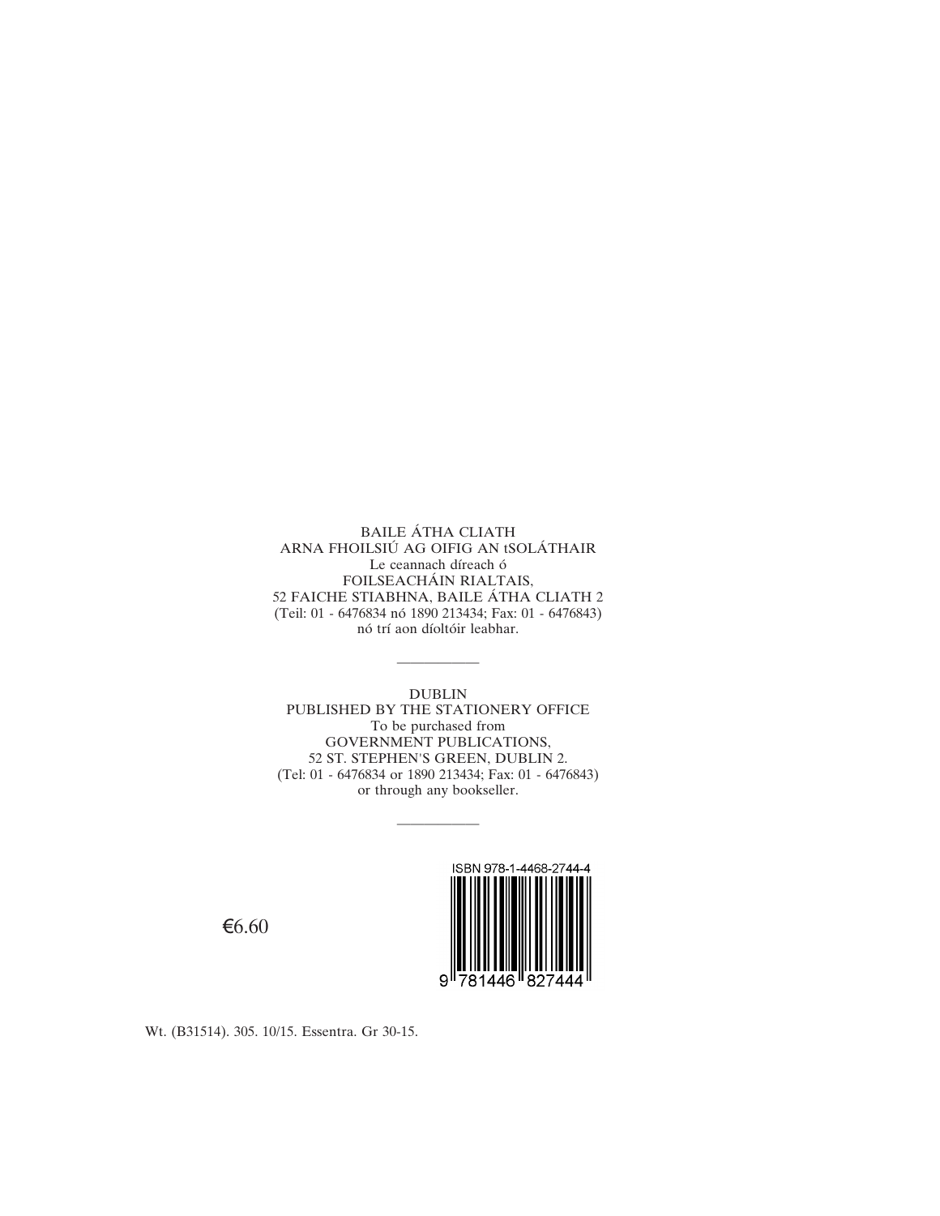BAILE ÁTHA CLIATH
ARNA FHOILSIÚ AG OIFIG AN tSOLÁTHAIR
Le ceannach díreach ó
FOILSEACHÁIN RIALTAIS,
52 FAICHE STIABHNA, BAILE ÁTHA CLIATH 2
(Teil: 01 - 6476834 nó 1890 213434; Fax: 01 - 6476843)
nó trí aon díoltóir leabhar.

---

DUBLIN
PUBLISHED BY THE STATIONERY OFFICE
To be purchased from
GOVERNMENT PUBLICATIONS,
52 ST. STEPHEN'S GREEN, DUBLIN 2.
(Tel: 01 - 6476834 or 1890 213434; Fax: 01 - 6476843)
or through any bookseller.

---

€6.60

ISBN 978-1-4468-2744-4

9 781446 827444

Wt. (B31514). 305. 10/15. Essentra. Gr 30-15.